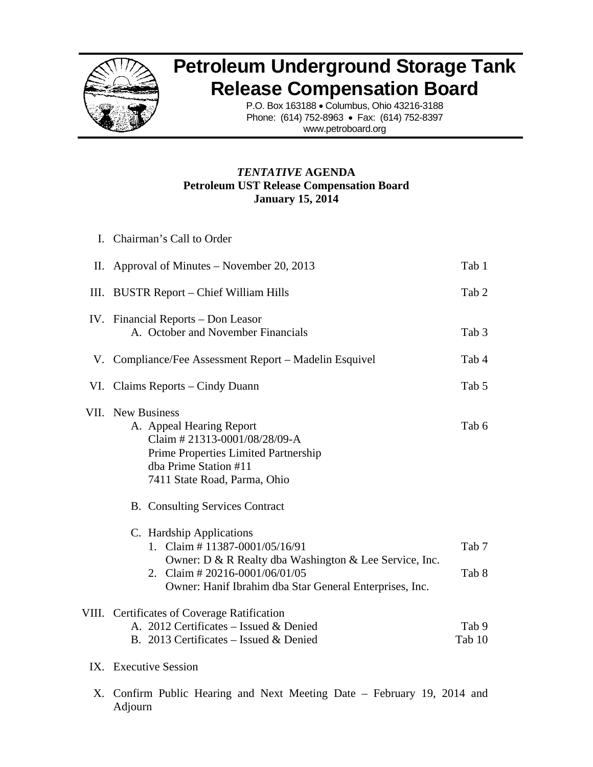# Petroleum Underground Storage Tank Release Compensation Board

P.O. Box 163188 • Columbus, Ohio 43216-3188
Phone: (614) 752-8963 • Fax: (614) 752-8397
www.petroboard.org

**_TENTATIVE_ AGENDA**
**Petroleum UST Release Compensation Board**
**January 15, 2014**

| | | |
|---|---|---|
| I. | Chairman's Call to Order | |
| II. | Approval of Minutes – November 20, 2013 | Tab 1 |
| III. | BUSTR Report – Chief William Hills | Tab 2 |
| IV. | Financial Reports – Don Leasor<br>A. October and November Financials | Tab 3 |
| V. | Compliance/Fee Assessment Report – Madelin Esquivel | Tab 4 |
| VI. | Claims Reports – Cindy Duann | Tab 5 |
| VII. | New Business<br>A. Appeal Hearing Report<br>Claim # 21313-0001/08/28/09-A<br>Prime Properties Limited Partnership<br>dba Prime Station #11<br>7411 State Road, Parma, Ohio | Tab 6 |
| | B. Consulting Services Contract | |
| | C. Hardship Applications<br>1. Claim # 11387-0001/05/16/91<br>Owner: D & R Realty dba Washington & Lee Service, Inc. | Tab 7 |
| | 2. Claim # 20216-0001/06/01/05<br>Owner: Hanif Ibrahim dba Star General Enterprises, Inc. | Tab 8 |
| VIII. | Certificates of Coverage Ratification<br>A. 2012 Certificates – Issued & Denied | Tab 9 |
| | B. 2013 Certificates – Issued & Denied | Tab 10 |
| IX. | Executive Session | |
| X. | Confirm Public Hearing and Next Meeting Date – February 19, 2014 and Adjourn | |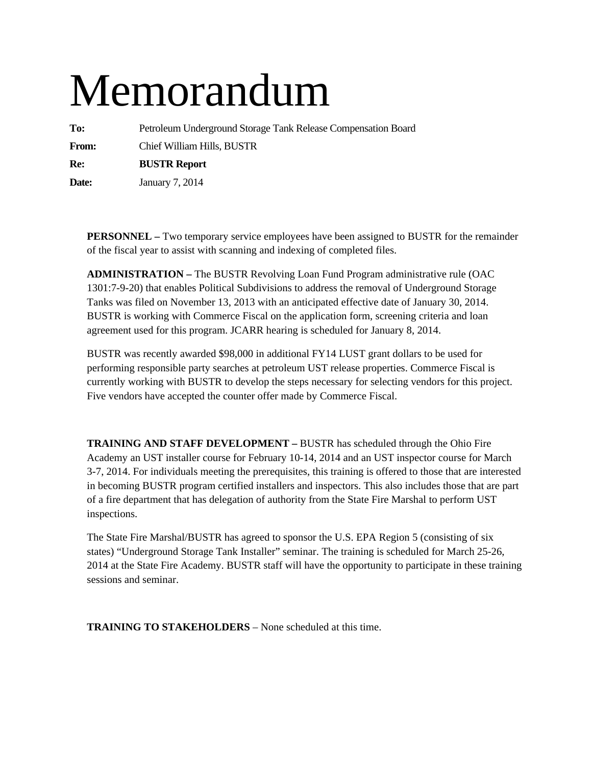# Memorandum

**To:** Petroleum Underground Storage Tank Release Compensation Board

**From:** Chief William Hills, BUSTR

**Re:** **BUSTR Report**

**Date:** January 7, 2014

**PERSONNEL –** Two temporary service employees have been assigned to BUSTR for the remainder of the fiscal year to assist with scanning and indexing of completed files.

**ADMINISTRATION –** The BUSTR Revolving Loan Fund Program administrative rule (OAC 1301:7-9-20) that enables Political Subdivisions to address the removal of Underground Storage Tanks was filed on November 13, 2013 with an anticipated effective date of January 30, 2014. BUSTR is working with Commerce Fiscal on the application form, screening criteria and loan agreement used for this program. JCARR hearing is scheduled for January 8, 2014.

BUSTR was recently awarded $98,000 in additional FY14 LUST grant dollars to be used for performing responsible party searches at petroleum UST release properties. Commerce Fiscal is currently working with BUSTR to develop the steps necessary for selecting vendors for this project. Five vendors have accepted the counter offer made by Commerce Fiscal.

**TRAINING AND STAFF DEVELOPMENT –** BUSTR has scheduled through the Ohio Fire Academy an UST installer course for February 10-14, 2014 and an UST inspector course for March 3-7, 2014. For individuals meeting the prerequisites, this training is offered to those that are interested in becoming BUSTR program certified installers and inspectors. This also includes those that are part of a fire department that has delegation of authority from the State Fire Marshal to perform UST inspections.

The State Fire Marshal/BUSTR has agreed to sponsor the U.S. EPA Region 5 (consisting of six states) "Underground Storage Tank Installer" seminar. The training is scheduled for March 25-26, 2014 at the State Fire Academy. BUSTR staff will have the opportunity to participate in these training sessions and seminar.

**TRAINING TO STAKEHOLDERS** – None scheduled at this time.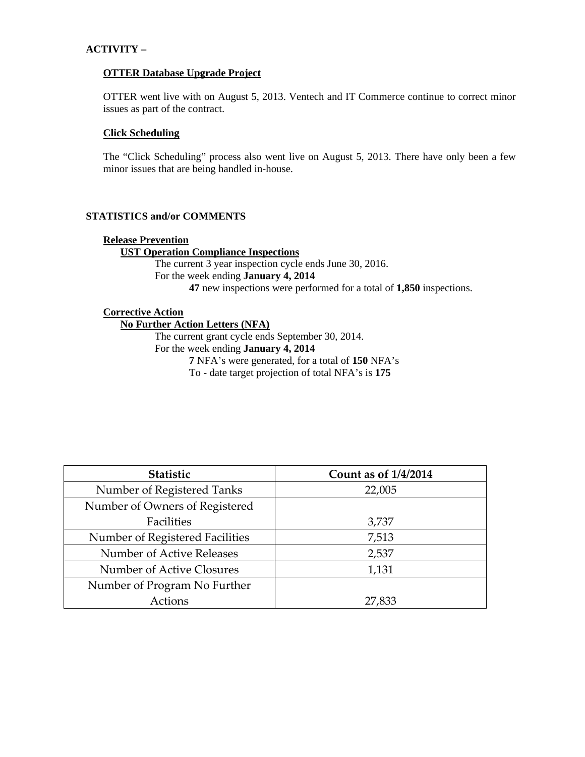**ACTIVITY –**

**OTTER Database Upgrade Project**

OTTER went live with on August 5, 2013. Ventech and IT Commerce continue to correct minor issues as part of the contract.

**Click Scheduling**

The "Click Scheduling" process also went live on August 5, 2013. There have only been a few minor issues that are being handled in-house.

**STATISTICS and/or COMMENTS**

**Release Prevention**

**UST Operation Compliance Inspections**

The current 3 year inspection cycle ends June 30, 2016.
For the week ending **January 4, 2014**
**47** new inspections were performed for a total of **1,850** inspections.

**Corrective Action**

**No Further Action Letters (NFA)**

The current grant cycle ends September 30, 2014.
For the week ending **January 4, 2014**
**7** NFA's were generated, for a total of **150** NFA's
To - date target projection of total NFA's is **175**

| Statistic | Count as of 1/4/2014 |
|---|---|
| Number of Registered Tanks | 22,005 |
| Number of Owners of Registered Facilities | 3,737 |
| Number of Registered Facilities | 7,513 |
| Number of Active Releases | 2,537 |
| Number of Active Closures | 1,131 |
| Number of Program No Further Actions | 27,833 |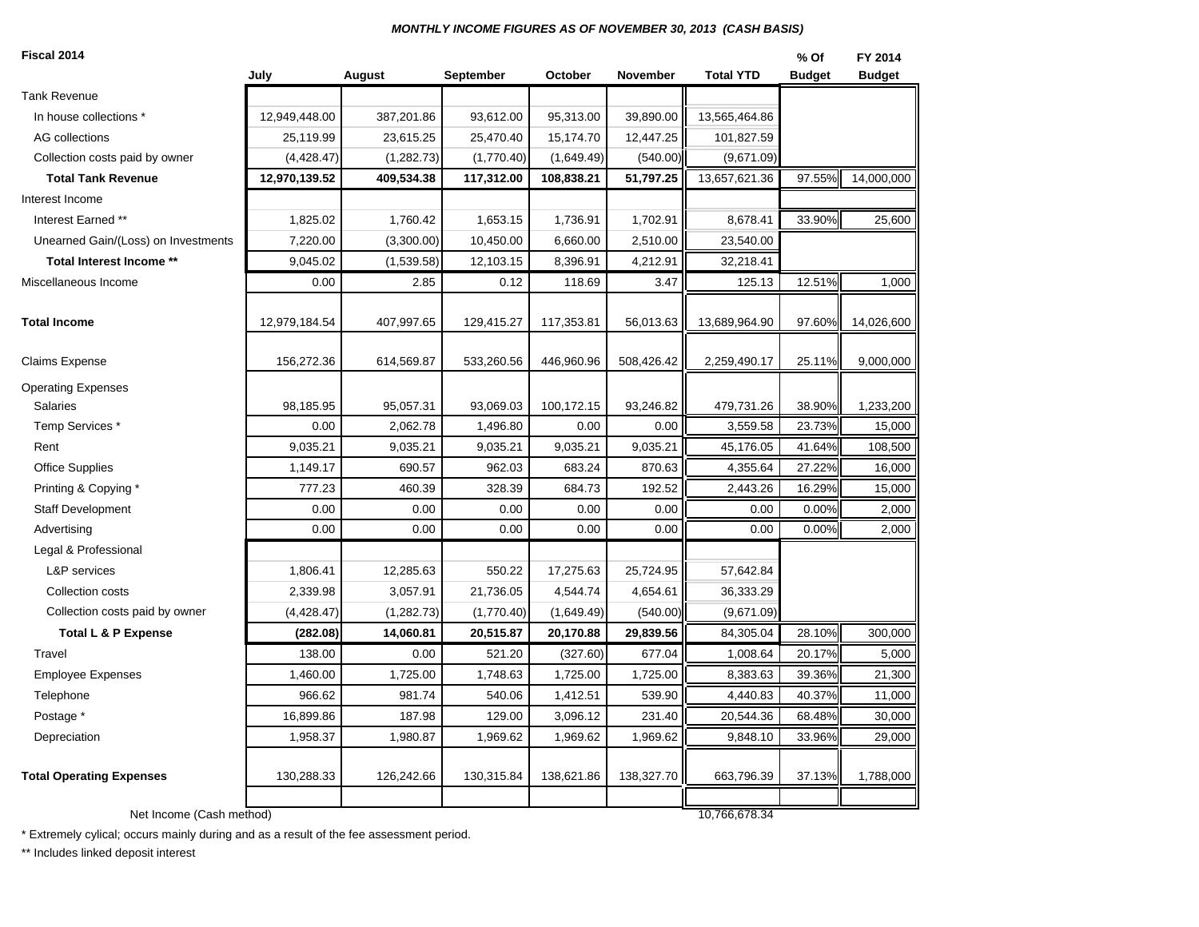*MONTHLY INCOME FIGURES AS OF NOVEMBER 30, 2013 (CASH BASIS)*

**Fiscal 2014**

| | July | August | September | October | November | Total YTD | % Of Budget | FY 2014 Budget |
|---|---|---|---|---|---|---|---|---|
| Tank Revenue | | | | | | | | |
| In house collections * | 12,949,448.00 | 387,201.86 | 93,612.00 | 95,313.00 | 39,890.00 | 13,565,464.86 | | |
| AG collections | 25,119.99 | 23,615.25 | 25,470.40 | 15,174.70 | 12,447.25 | 101,827.59 | | |
| Collection costs paid by owner | (4,428.47) | (1,282.73) | (1,770.40) | (1,649.49) | (540.00) | (9,671.09) | | |
| **Total Tank Revenue** | **12,970,139.52** | **409,534.38** | **117,312.00** | **108,838.21** | **51,797.25** | 13,657,621.36 | 97.55% | 14,000,000 |
| Interest Income | | | | | | | | |
| Interest Earned ** | 1,825.02 | 1,760.42 | 1,653.15 | 1,736.91 | 1,702.91 | 8,678.41 | 33.90% | 25,600 |
| Unearned Gain/(Loss) on Investments | 7,220.00 | (3,300.00) | 10,450.00 | 6,660.00 | 2,510.00 | 23,540.00 | | |
| **Total Interest Income \*\*** | 9,045.02 | (1,539.58) | 12,103.15 | 8,396.91 | 4,212.91 | 32,218.41 | | |
| Miscellaneous Income | 0.00 | 2.85 | 0.12 | 118.69 | 3.47 | 125.13 | 12.51% | 1,000 |
| **Total Income** | 12,979,184.54 | 407,997.65 | 129,415.27 | 117,353.81 | 56,013.63 | 13,689,964.90 | 97.60% | 14,026,600 |
| Claims Expense | 156,272.36 | 614,569.87 | 533,260.56 | 446,960.96 | 508,426.42 | 2,259,490.17 | 25.11% | 9,000,000 |
| Operating Expenses | | | | | | | | |
| Salaries | 98,185.95 | 95,057.31 | 93,069.03 | 100,172.15 | 93,246.82 | 479,731.26 | 38.90% | 1,233,200 |
| Temp Services * | 0.00 | 2,062.78 | 1,496.80 | 0.00 | 0.00 | 3,559.58 | 23.73% | 15,000 |
| Rent | 9,035.21 | 9,035.21 | 9,035.21 | 9,035.21 | 9,035.21 | 45,176.05 | 41.64% | 108,500 |
| Office Supplies | 1,149.17 | 690.57 | 962.03 | 683.24 | 870.63 | 4,355.64 | 27.22% | 16,000 |
| Printing & Copying * | 777.23 | 460.39 | 328.39 | 684.73 | 192.52 | 2,443.26 | 16.29% | 15,000 |
| Staff Development | 0.00 | 0.00 | 0.00 | 0.00 | 0.00 | 0.00 | 0.00% | 2,000 |
| Advertising | 0.00 | 0.00 | 0.00 | 0.00 | 0.00 | 0.00 | 0.00% | 2,000 |
| Legal & Professional | | | | | | | | |
| L&P services | 1,806.41 | 12,285.63 | 550.22 | 17,275.63 | 25,724.95 | 57,642.84 | | |
| Collection costs | 2,339.98 | 3,057.91 | 21,736.05 | 4,544.74 | 4,654.61 | 36,333.29 | | |
| Collection costs paid by owner | (4,428.47) | (1,282.73) | (1,770.40) | (1,649.49) | (540.00) | (9,671.09) | | |
| **Total L & P Expense** | **(282.08)** | **14,060.81** | **20,515.87** | **20,170.88** | **29,839.56** | 84,305.04 | 28.10% | 300,000 |
| Travel | 138.00 | 0.00 | 521.20 | (327.60) | 677.04 | 1,008.64 | 20.17% | 5,000 |
| Employee Expenses | 1,460.00 | 1,725.00 | 1,748.63 | 1,725.00 | 1,725.00 | 8,383.63 | 39.36% | 21,300 |
| Telephone | 966.62 | 981.74 | 540.06 | 1,412.51 | 539.90 | 4,440.83 | 40.37% | 11,000 |
| Postage * | 16,899.86 | 187.98 | 129.00 | 3,096.12 | 231.40 | 20,544.36 | 68.48% | 30,000 |
| Depreciation | 1,958.37 | 1,980.87 | 1,969.62 | 1,969.62 | 1,969.62 | 9,848.10 | 33.96% | 29,000 |
| **Total Operating Expenses** | 130,288.33 | 126,242.66 | 130,315.84 | 138,621.86 | 138,327.70 | 663,796.39 | 37.13% | 1,788,000 |
| Net Income (Cash method) | | | | | | 10,766,678.34 | | |

\* Extremely cylical; occurs mainly during and as a result of the fee assessment period.

\*\* Includes linked deposit interest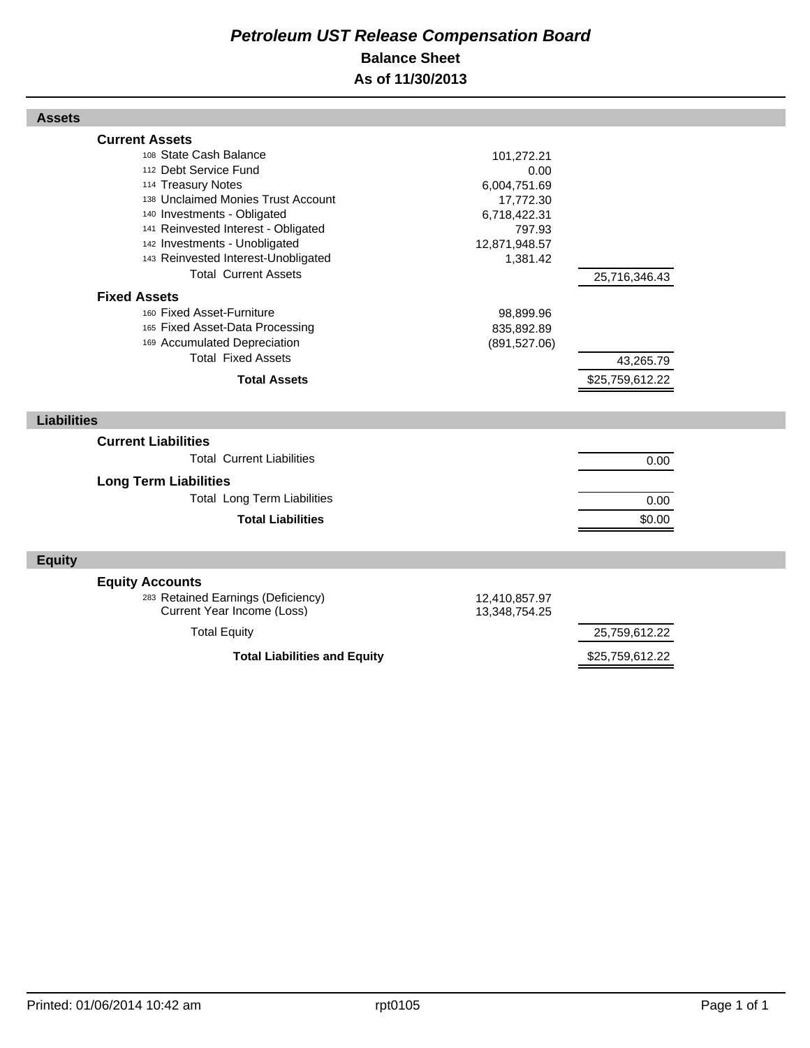# *Petroleum UST Release Compensation Board*

## Balance Sheet

## As of 11/30/2013

### Assets

| | | |
|---|---|---|
| **Current Assets** | | |
| 108 State Cash Balance | 101,272.21 | |
| 112 Debt Service Fund | 0.00 | |
| 114 Treasury Notes | 6,004,751.69 | |
| 138 Unclaimed Monies Trust Account | 17,772.30 | |
| 140 Investments - Obligated | 6,718,422.31 | |
| 141 Reinvested Interest - Obligated | 797.93 | |
| 142 Investments - Unobligated | 12,871,948.57 | |
| 143 Reinvested Interest-Unobligated | 1,381.42 | |
| Total Current Assets | | 25,716,346.43 |
| **Fixed Assets** | | |
| 160 Fixed Asset-Furniture | 98,899.96 | |
| 165 Fixed Asset-Data Processing | 835,892.89 | |
| 169 Accumulated Depreciation | (891,527.06) | |
| Total Fixed Assets | | 43,265.79 |
| **Total Assets** | | $25,759,612.22 |

### Liabilities

| | | |
|---|---|---|
| **Current Liabilities** | | |
| Total Current Liabilities | | 0.00 |
| **Long Term Liabilities** | | |
| Total Long Term Liabilities | | 0.00 |
| **Total Liabilities** | | $0.00 |

### Equity

| | | |
|---|---|---|
| **Equity Accounts** | | |
| 283 Retained Earnings (Deficiency) | 12,410,857.97 | |
| Current Year Income (Loss) | 13,348,754.25 | |
| Total Equity | | 25,759,612.22 |
| **Total Liabilities and Equity** | | $25,759,612.22 |

Printed: 01/06/2014 10:42 am rpt0105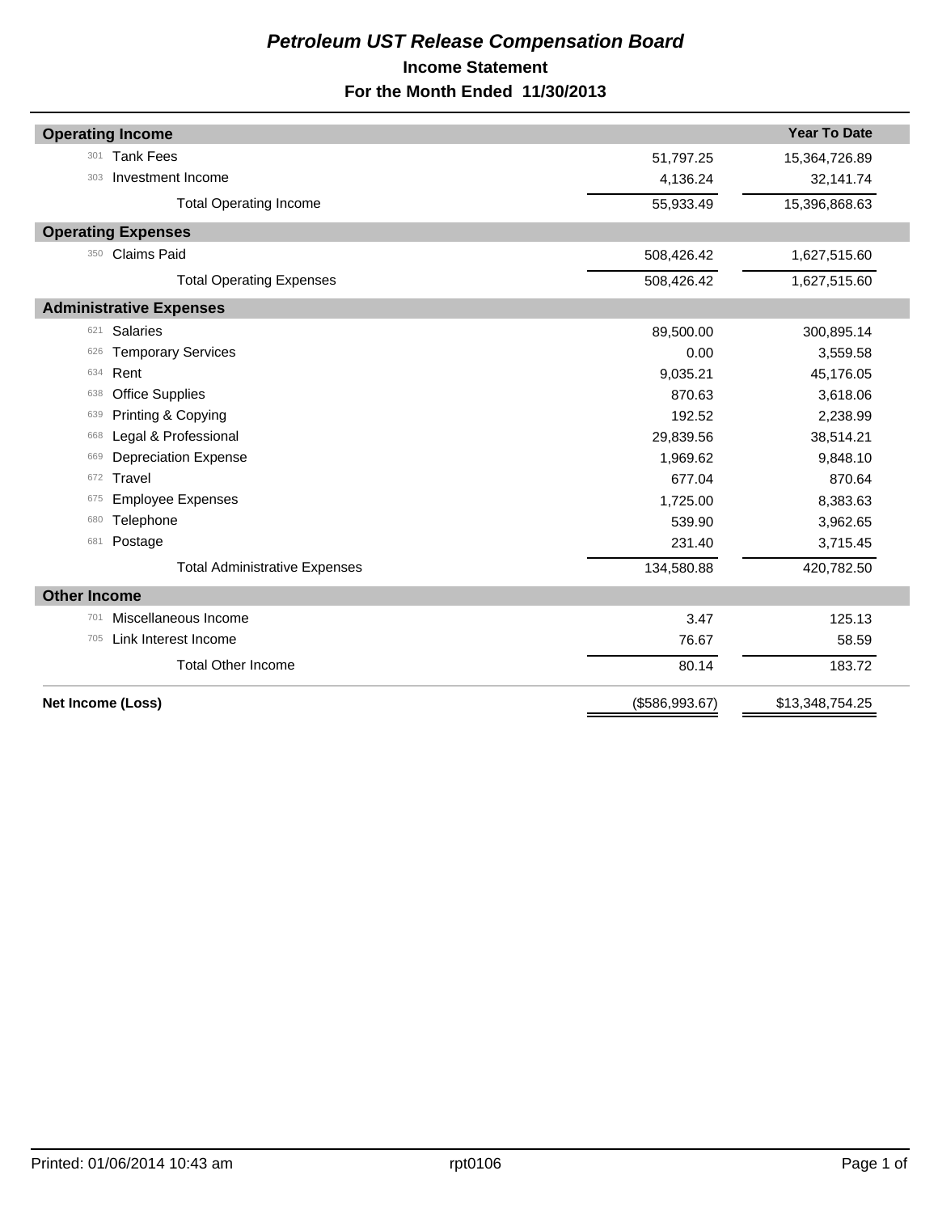# *Petroleum UST Release Compensation Board*

## Income Statement

### For the Month Ended 11/30/2013

| | | | Year To Date |
|---|---|---|---|
| **Operating Income** | | | |
| 301 | Tank Fees | 51,797.25 | 15,364,726.89 |
| 303 | Investment Income | 4,136.24 | 32,141.74 |
| | Total Operating Income | 55,933.49 | 15,396,868.63 |
| **Operating Expenses** | | | |
| 350 | Claims Paid | 508,426.42 | 1,627,515.60 |
| | Total Operating Expenses | 508,426.42 | 1,627,515.60 |
| **Administrative Expenses** | | | |
| 621 | Salaries | 89,500.00 | 300,895.14 |
| 626 | Temporary Services | 0.00 | 3,559.58 |
| 634 | Rent | 9,035.21 | 45,176.05 |
| 638 | Office Supplies | 870.63 | 3,618.06 |
| 639 | Printing & Copying | 192.52 | 2,238.99 |
| 668 | Legal & Professional | 29,839.56 | 38,514.21 |
| 669 | Depreciation Expense | 1,969.62 | 9,848.10 |
| 672 | Travel | 677.04 | 870.64 |
| 675 | Employee Expenses | 1,725.00 | 8,383.63 |
| 680 | Telephone | 539.90 | 3,962.65 |
| 681 | Postage | 231.40 | 3,715.45 |
| | Total Administrative Expenses | 134,580.88 | 420,782.50 |
| **Other Income** | | | |
| 701 | Miscellaneous Income | 3.47 | 125.13 |
| 705 | Link Interest Income | 76.67 | 58.59 |
| | Total Other Income | 80.14 | 183.72 |
| **Net Income (Loss)** | | ($586,993.67) | $13,348,754.25 |

Printed: 01/06/2014 10:43 am rpt0106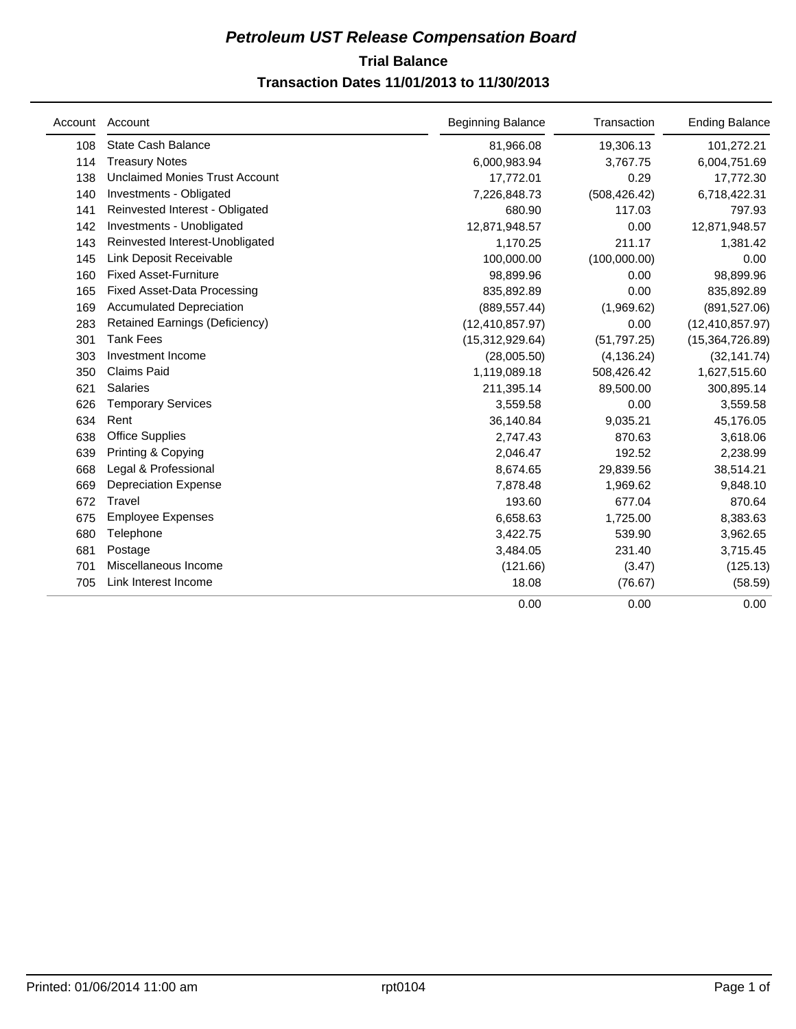# *Petroleum UST Release Compensation Board*

## Trial Balance

### Transaction Dates 11/01/2013 to 11/30/2013

| Account | Account | Beginning Balance | Transaction | Ending Balance |
|---|---|---|---|---|
| 108 | State Cash Balance | 81,966.08 | 19,306.13 | 101,272.21 |
| 114 | Treasury Notes | 6,000,983.94 | 3,767.75 | 6,004,751.69 |
| 138 | Unclaimed Monies Trust Account | 17,772.01 | 0.29 | 17,772.30 |
| 140 | Investments - Obligated | 7,226,848.73 | (508,426.42) | 6,718,422.31 |
| 141 | Reinvested Interest - Obligated | 680.90 | 117.03 | 797.93 |
| 142 | Investments - Unobligated | 12,871,948.57 | 0.00 | 12,871,948.57 |
| 143 | Reinvested Interest-Unobligated | 1,170.25 | 211.17 | 1,381.42 |
| 145 | Link Deposit Receivable | 100,000.00 | (100,000.00) | 0.00 |
| 160 | Fixed Asset-Furniture | 98,899.96 | 0.00 | 98,899.96 |
| 165 | Fixed Asset-Data Processing | 835,892.89 | 0.00 | 835,892.89 |
| 169 | Accumulated Depreciation | (889,557.44) | (1,969.62) | (891,527.06) |
| 283 | Retained Earnings (Deficiency) | (12,410,857.97) | 0.00 | (12,410,857.97) |
| 301 | Tank Fees | (15,312,929.64) | (51,797.25) | (15,364,726.89) |
| 303 | Investment Income | (28,005.50) | (4,136.24) | (32,141.74) |
| 350 | Claims Paid | 1,119,089.18 | 508,426.42 | 1,627,515.60 |
| 621 | Salaries | 211,395.14 | 89,500.00 | 300,895.14 |
| 626 | Temporary Services | 3,559.58 | 0.00 | 3,559.58 |
| 634 | Rent | 36,140.84 | 9,035.21 | 45,176.05 |
| 638 | Office Supplies | 2,747.43 | 870.63 | 3,618.06 |
| 639 | Printing & Copying | 2,046.47 | 192.52 | 2,238.99 |
| 668 | Legal & Professional | 8,674.65 | 29,839.56 | 38,514.21 |
| 669 | Depreciation Expense | 7,878.48 | 1,969.62 | 9,848.10 |
| 672 | Travel | 193.60 | 677.04 | 870.64 |
| 675 | Employee Expenses | 6,658.63 | 1,725.00 | 8,383.63 |
| 680 | Telephone | 3,422.75 | 539.90 | 3,962.65 |
| 681 | Postage | 3,484.05 | 231.40 | 3,715.45 |
| 701 | Miscellaneous Income | (121.66) | (3.47) | (125.13) |
| 705 | Link Interest Income | 18.08 | (76.67) | (58.59) |
| | | 0.00 | 0.00 | 0.00 |

Printed: 01/06/2014 11:00 am rpt0104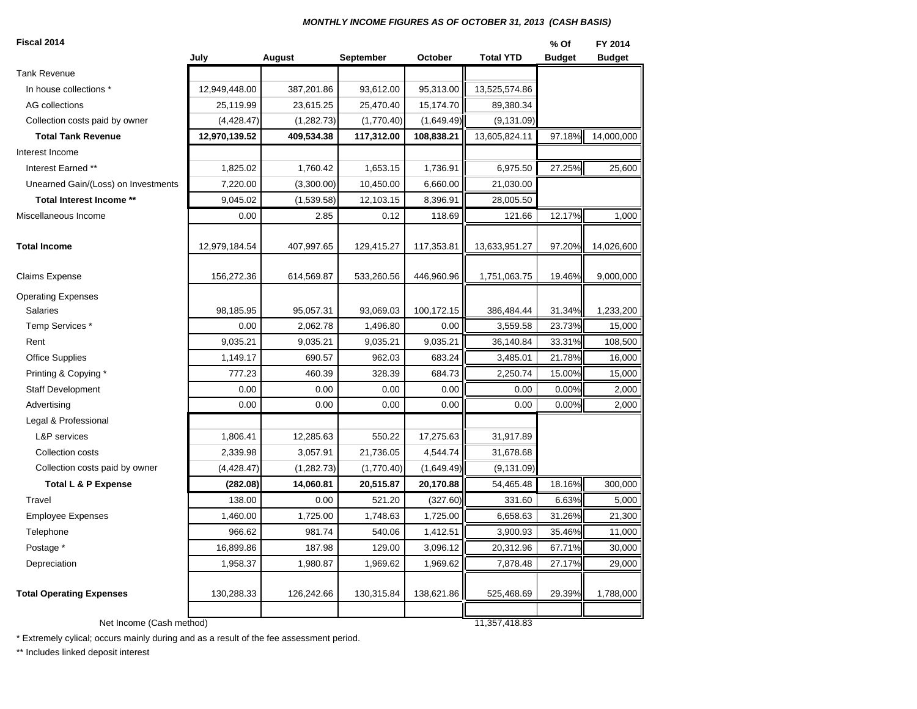### *MONTHLY INCOME FIGURES AS OF OCTOBER 31, 2013 (CASH BASIS)*

| Fiscal 2014 | July | August | September | October | Total YTD | % Of Budget | FY 2014 Budget |
|---|---|---|---|---|---|---|---|
| Tank Revenue | | | | | | | |
| In house collections * | 12,949,448.00 | 387,201.86 | 93,612.00 | 95,313.00 | 13,525,574.86 | | |
| AG collections | 25,119.99 | 23,615.25 | 25,470.40 | 15,174.70 | 89,380.34 | | |
| Collection costs paid by owner | (4,428.47) | (1,282.73) | (1,770.40) | (1,649.49) | (9,131.09) | | |
| **Total Tank Revenue** | **12,970,139.52** | **409,534.38** | **117,312.00** | **108,838.21** | 13,605,824.11 | 97.18% | 14,000,000 |
| Interest Income | | | | | | | |
| Interest Earned ** | 1,825.02 | 1,760.42 | 1,653.15 | 1,736.91 | 6,975.50 | 27.25% | 25,600 |
| Unearned Gain/(Loss) on Investments | 7,220.00 | (3,300.00) | 10,450.00 | 6,660.00 | 21,030.00 | | |
| **Total Interest Income ** ** | 9,045.02 | (1,539.58) | 12,103.15 | 8,396.91 | 28,005.50 | | |
| Miscellaneous Income | 0.00 | 2.85 | 0.12 | 118.69 | 121.66 | 12.17% | 1,000 |
| **Total Income** | 12,979,184.54 | 407,997.65 | 129,415.27 | 117,353.81 | 13,633,951.27 | 97.20% | 14,026,600 |
| Claims Expense | 156,272.36 | 614,569.87 | 533,260.56 | 446,960.96 | 1,751,063.75 | 19.46% | 9,000,000 |
| Operating Expenses | | | | | | | |
| Salaries | 98,185.95 | 95,057.31 | 93,069.03 | 100,172.15 | 386,484.44 | 31.34% | 1,233,200 |
| Temp Services * | 0.00 | 2,062.78 | 1,496.80 | 0.00 | 3,559.58 | 23.73% | 15,000 |
| Rent | 9,035.21 | 9,035.21 | 9,035.21 | 9,035.21 | 36,140.84 | 33.31% | 108,500 |
| Office Supplies | 1,149.17 | 690.57 | 962.03 | 683.24 | 3,485.01 | 21.78% | 16,000 |
| Printing & Copying * | 777.23 | 460.39 | 328.39 | 684.73 | 2,250.74 | 15.00% | 15,000 |
| Staff Development | 0.00 | 0.00 | 0.00 | 0.00 | 0.00 | 0.00% | 2,000 |
| Advertising | 0.00 | 0.00 | 0.00 | 0.00 | 0.00 | 0.00% | 2,000 |
| Legal & Professional | | | | | | | |
| L&P services | 1,806.41 | 12,285.63 | 550.22 | 17,275.63 | 31,917.89 | | |
| Collection costs | 2,339.98 | 3,057.91 | 21,736.05 | 4,544.74 | 31,678.68 | | |
| Collection costs paid by owner | (4,428.47) | (1,282.73) | (1,770.40) | (1,649.49) | (9,131.09) | | |
| **Total L & P Expense** | **(282.08)** | **14,060.81** | **20,515.87** | **20,170.88** | 54,465.48 | 18.16% | 300,000 |
| Travel | 138.00 | 0.00 | 521.20 | (327.60) | 331.60 | 6.63% | 5,000 |
| Employee Expenses | 1,460.00 | 1,725.00 | 1,748.63 | 1,725.00 | 6,658.63 | 31.26% | 21,300 |
| Telephone | 966.62 | 981.74 | 540.06 | 1,412.51 | 3,900.93 | 35.46% | 11,000 |
| Postage * | 16,899.86 | 187.98 | 129.00 | 3,096.12 | 20,312.96 | 67.71% | 30,000 |
| Depreciation | 1,958.37 | 1,980.87 | 1,969.62 | 1,969.62 | 7,878.48 | 27.17% | 29,000 |
| **Total Operating Expenses** | 130,288.33 | 126,242.66 | 130,315.84 | 138,621.86 | 525,468.69 | 29.39% | 1,788,000 |
| Net Income (Cash method) | | | | | 11,357,418.83 | | |

\* Extremely cylical; occurs mainly during and as a result of the fee assessment period.

** Includes linked deposit interest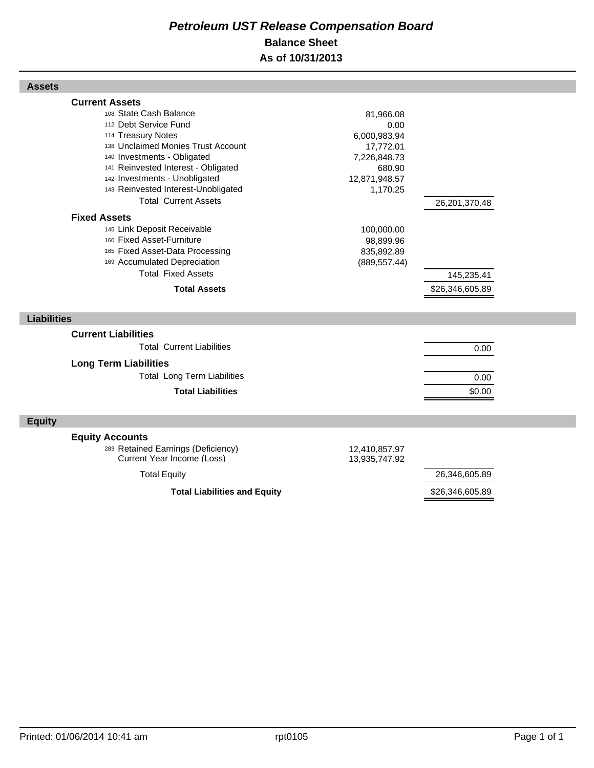# *Petroleum UST Release Compensation Board*

## Balance Sheet

## As of 10/31/2013

### Assets

| | | |
|---|---|---|
| **Current Assets** | | |
| 108 State Cash Balance | 81,966.08 | |
| 112 Debt Service Fund | 0.00 | |
| 114 Treasury Notes | 6,000,983.94 | |
| 138 Unclaimed Monies Trust Account | 17,772.01 | |
| 140 Investments - Obligated | 7,226,848.73 | |
| 141 Reinvested Interest - Obligated | 680.90 | |
| 142 Investments - Unobligated | 12,871,948.57 | |
| 143 Reinvested Interest-Unobligated | 1,170.25 | |
| Total Current Assets | | 26,201,370.48 |
| **Fixed Assets** | | |
| 145 Link Deposit Receivable | 100,000.00 | |
| 160 Fixed Asset-Furniture | 98,899.96 | |
| 165 Fixed Asset-Data Processing | 835,892.89 | |
| 169 Accumulated Depreciation | (889,557.44) | |
| Total Fixed Assets | | 145,235.41 |
| **Total Assets** | | $26,346,605.89 |

### Liabilities

| | | |
|---|---|---|
| **Current Liabilities** | | |
| Total Current Liabilities | | 0.00 |
| **Long Term Liabilities** | | |
| Total Long Term Liabilities | | 0.00 |
| **Total Liabilities** | | $0.00 |

### Equity

| | | |
|---|---|---|
| **Equity Accounts** | | |
| 283 Retained Earnings (Deficiency) | 12,410,857.97 | |
| Current Year Income (Loss) | 13,935,747.92 | |
| Total Equity | | 26,346,605.89 |
| **Total Liabilities and Equity** | | $26,346,605.89 |

Printed: 01/06/2014 10:41 am rpt0105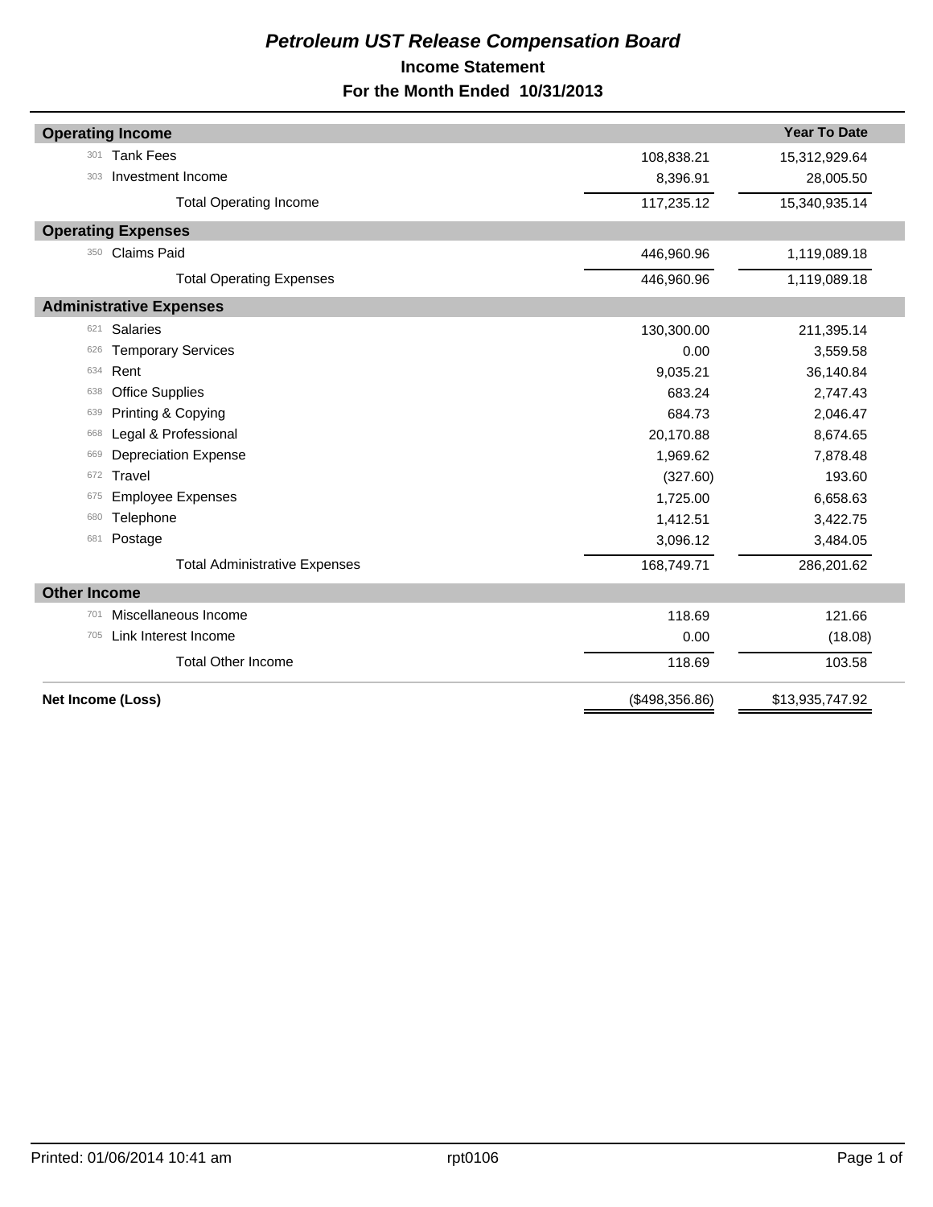# *Petroleum UST Release Compensation Board*

## Income Statement

## For the Month Ended 10/31/2013

| | | | Year To Date |
|---|---|---|---|
| **Operating Income** | | | |
| 301 | Tank Fees | 108,838.21 | 15,312,929.64 |
| 303 | Investment Income | 8,396.91 | 28,005.50 |
| | Total Operating Income | 117,235.12 | 15,340,935.14 |
| **Operating Expenses** | | | |
| 350 | Claims Paid | 446,960.96 | 1,119,089.18 |
| | Total Operating Expenses | 446,960.96 | 1,119,089.18 |
| **Administrative Expenses** | | | |
| 621 | Salaries | 130,300.00 | 211,395.14 |
| 626 | Temporary Services | 0.00 | 3,559.58 |
| 634 | Rent | 9,035.21 | 36,140.84 |
| 638 | Office Supplies | 683.24 | 2,747.43 |
| 639 | Printing & Copying | 684.73 | 2,046.47 |
| 668 | Legal & Professional | 20,170.88 | 8,674.65 |
| 669 | Depreciation Expense | 1,969.62 | 7,878.48 |
| 672 | Travel | (327.60) | 193.60 |
| 675 | Employee Expenses | 1,725.00 | 6,658.63 |
| 680 | Telephone | 1,412.51 | 3,422.75 |
| 681 | Postage | 3,096.12 | 3,484.05 |
| | Total Administrative Expenses | 168,749.71 | 286,201.62 |
| **Other Income** | | | |
| 701 | Miscellaneous Income | 118.69 | 121.66 |
| 705 | Link Interest Income | 0.00 | (18.08) |
| | Total Other Income | 118.69 | 103.58 |
| **Net Income (Loss)** | | ($498,356.86) | $13,935,747.92 |

Printed: 01/06/2014 10:41 am rpt0106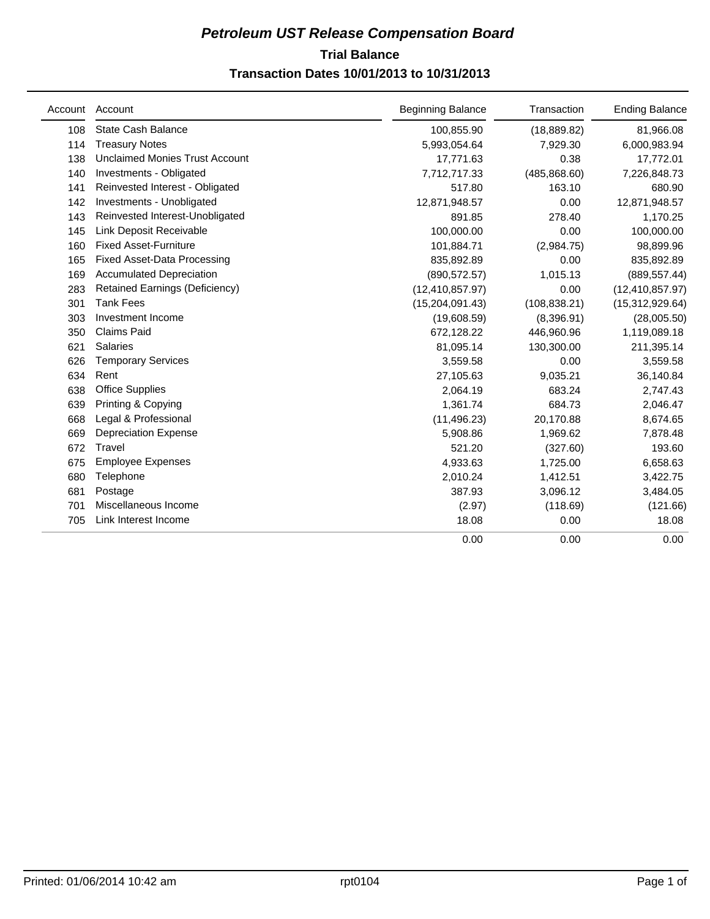# *Petroleum UST Release Compensation Board*

## Trial Balance

### Transaction Dates 10/01/2013 to 10/31/2013

| Account | Account | Beginning Balance | Transaction | Ending Balance |
|---|---|---|---|---|
| 108 | State Cash Balance | 100,855.90 | (18,889.82) | 81,966.08 |
| 114 | Treasury Notes | 5,993,054.64 | 7,929.30 | 6,000,983.94 |
| 138 | Unclaimed Monies Trust Account | 17,771.63 | 0.38 | 17,772.01 |
| 140 | Investments - Obligated | 7,712,717.33 | (485,868.60) | 7,226,848.73 |
| 141 | Reinvested Interest - Obligated | 517.80 | 163.10 | 680.90 |
| 142 | Investments - Unobligated | 12,871,948.57 | 0.00 | 12,871,948.57 |
| 143 | Reinvested Interest-Unobligated | 891.85 | 278.40 | 1,170.25 |
| 145 | Link Deposit Receivable | 100,000.00 | 0.00 | 100,000.00 |
| 160 | Fixed Asset-Furniture | 101,884.71 | (2,984.75) | 98,899.96 |
| 165 | Fixed Asset-Data Processing | 835,892.89 | 0.00 | 835,892.89 |
| 169 | Accumulated Depreciation | (890,572.57) | 1,015.13 | (889,557.44) |
| 283 | Retained Earnings (Deficiency) | (12,410,857.97) | 0.00 | (12,410,857.97) |
| 301 | Tank Fees | (15,204,091.43) | (108,838.21) | (15,312,929.64) |
| 303 | Investment Income | (19,608.59) | (8,396.91) | (28,005.50) |
| 350 | Claims Paid | 672,128.22 | 446,960.96 | 1,119,089.18 |
| 621 | Salaries | 81,095.14 | 130,300.00 | 211,395.14 |
| 626 | Temporary Services | 3,559.58 | 0.00 | 3,559.58 |
| 634 | Rent | 27,105.63 | 9,035.21 | 36,140.84 |
| 638 | Office Supplies | 2,064.19 | 683.24 | 2,747.43 |
| 639 | Printing & Copying | 1,361.74 | 684.73 | 2,046.47 |
| 668 | Legal & Professional | (11,496.23) | 20,170.88 | 8,674.65 |
| 669 | Depreciation Expense | 5,908.86 | 1,969.62 | 7,878.48 |
| 672 | Travel | 521.20 | (327.60) | 193.60 |
| 675 | Employee Expenses | 4,933.63 | 1,725.00 | 6,658.63 |
| 680 | Telephone | 2,010.24 | 1,412.51 | 3,422.75 |
| 681 | Postage | 387.93 | 3,096.12 | 3,484.05 |
| 701 | Miscellaneous Income | (2.97) | (118.69) | (121.66) |
| 705 | Link Interest Income | 18.08 | 0.00 | 18.08 |
| | | 0.00 | 0.00 | 0.00 |

Printed: 01/06/2014 10:42 am rpt0104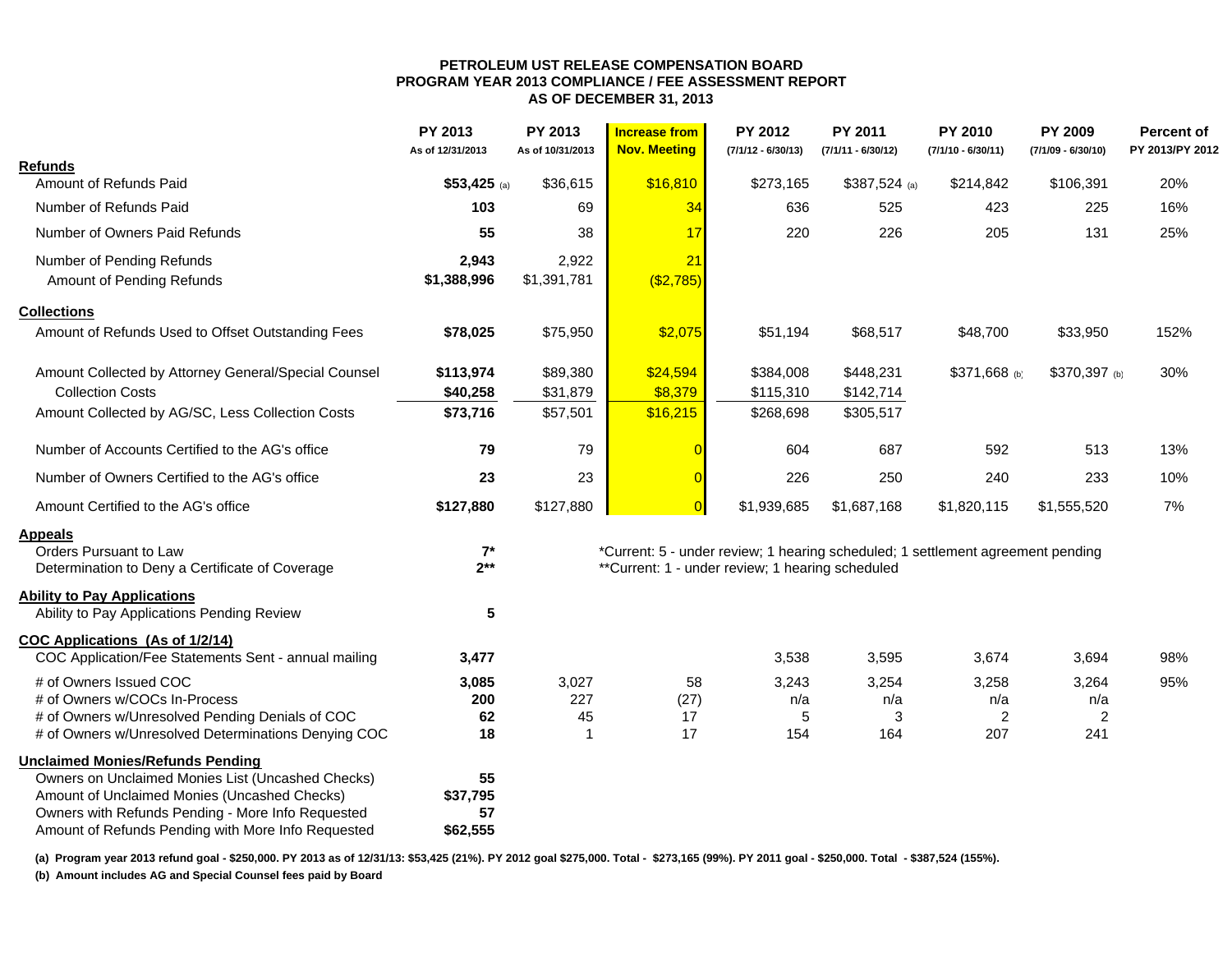**PETROLEUM UST RELEASE COMPENSATION BOARD**
**PROGRAM YEAR 2013 COMPLIANCE / FEE ASSESSMENT REPORT**
**AS OF DECEMBER 31, 2013**

| | PY 2013 As of 12/31/2013 | PY 2013 As of 10/31/2013 | Increase from Nov. Meeting | PY 2012 (7/1/12 - 6/30/13) | PY 2011 (7/1/11 - 6/30/12) | PY 2010 (7/1/10 - 6/30/11) | PY 2009 (7/1/09 - 6/30/10) | Percent of PY 2013/PY 2012 |
|---|---|---|---|---|---|---|---|---|
| **Refunds** | | | | | | | | |
| Amount of Refunds Paid | **$53,425** (a) | $36,615 | $16,810 | $273,165 | $387,524 (a) | $214,842 | $106,391 | 20% |
| Number of Refunds Paid | **103** | 69 | 34 | 636 | 525 | 423 | 225 | 16% |
| Number of Owners Paid Refunds | **55** | 38 | 17 | 220 | 226 | 205 | 131 | 25% |
| Number of Pending Refunds | **2,943** | 2,922 | 21 | | | | | |
| Amount of Pending Refunds | **$1,388,996** | $1,391,781 | ($2,785) | | | | | |
| **Collections** | | | | | | | | |
| Amount of Refunds Used to Offset Outstanding Fees | **$78,025** | $75,950 | $2,075 | $51,194 | $68,517 | $48,700 | $33,950 | 152% |
| Amount Collected by Attorney General/Special Counsel | **$113,974** | $89,380 | $24,594 | $384,008 | $448,231 | $371,668 (b) | $370,397 (b) | 30% |
| Collection Costs | **$40,258** | $31,879 | $8,379 | $115,310 | $142,714 | | | |
| Amount Collected by AG/SC, Less Collection Costs | **$73,716** | $57,501 | $16,215 | $268,698 | $305,517 | | | |
| Number of Accounts Certified to the AG's office | **79** | 79 | 0 | 604 | 687 | 592 | 513 | 13% |
| Number of Owners Certified to the AG's office | **23** | 23 | 0 | 226 | 250 | 240 | 233 | 10% |
| Amount Certified to the AG's office | **$127,880** | $127,880 | 0 | $1,939,685 | $1,687,168 | $1,820,115 | $1,555,520 | 7% |
| **Appeals** | | | | | | | | |
| Orders Pursuant to Law | **7*** | | | | | | | |
| Determination to Deny a Certificate of Coverage | **2**** | | | | | | | |
| **Ability to Pay Applications** | | | | | | | | |
| Ability to Pay Applications Pending Review | **5** | | | | | | | |
| **COC Applications (As of 1/2/14)** | | | | | | | | |
| COC Application/Fee Statements Sent - annual mailing | **3,477** | | | 3,538 | 3,595 | 3,674 | 3,694 | 98% |
| # of Owners Issued COC | **3,085** | 3,027 | 58 | 3,243 | 3,254 | 3,258 | 3,264 | 95% |
| # of Owners w/COCs In-Process | **200** | 227 | (27) | n/a | n/a | n/a | n/a | |
| # of Owners w/Unresolved Pending Denials of COC | **62** | 45 | 17 | 5 | 3 | 2 | 2 | |
| # of Owners w/Unresolved Determinations Denying COC | **18** | 1 | 17 | 154 | 164 | 207 | 241 | |
| **Unclaimed Monies/Refunds Pending** | | | | | | | | |
| Owners on Unclaimed Monies List (Uncashed Checks) | **55** | | | | | | | |
| Amount of Unclaimed Monies (Uncashed Checks) | **$37,795** | | | | | | | |
| Owners with Refunds Pending - More Info Requested | **57** | | | | | | | |
| Amount of Refunds Pending with More Info Requested | **$62,555** | | | | | | | |

*Current: 5 - under review; 1 hearing scheduled; 1 settlement agreement pending

**Current: 1 - under review; 1 hearing scheduled

**(a) Program year 2013 refund goal - $250,000. PY 2013 as of 12/31/13: $53,425 (21%). PY 2012 goal $275,000. Total - $273,165 (99%). PY 2011 goal - $250,000. Total - $387,524 (155%).**

**(b) Amount includes AG and Special Counsel fees paid by Board**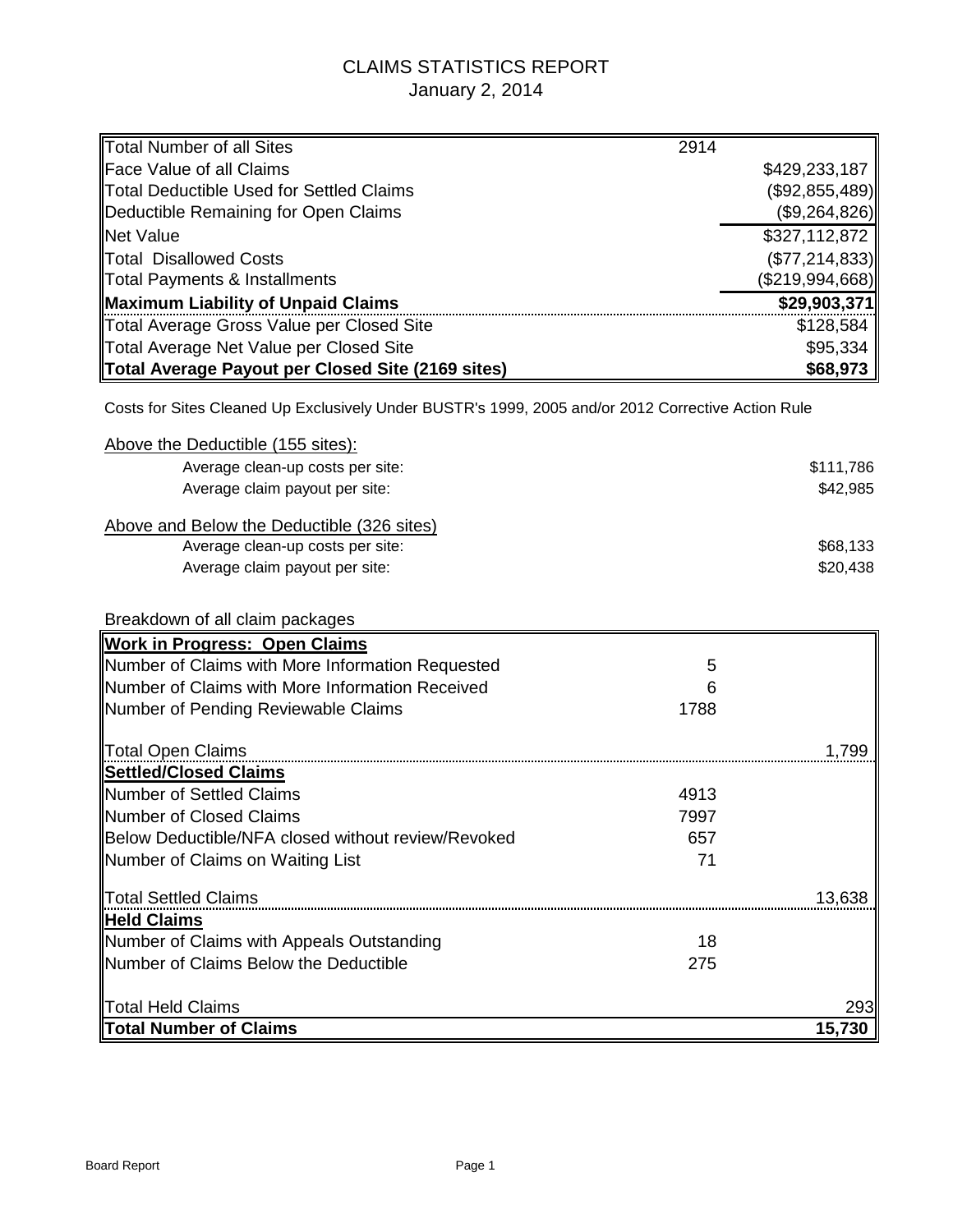# CLAIMS STATISTICS REPORT
January 2, 2014

| | | |
|---|---|---|
| Total Number of all Sites | 2914 | |
| Face Value of all Claims | | $429,233,187 |
| Total Deductible Used for Settled Claims | | ($92,855,489) |
| Deductible Remaining for Open Claims | | ($9,264,826) |
| Net Value | | $327,112,872 |
| Total Disallowed Costs | | ($77,214,833) |
| Total Payments & Installments | | ($219,994,668) |
| **Maximum Liability of Unpaid Claims** | | **$29,903,371** |
| Total Average Gross Value per Closed Site | | $128,584 |
| Total Average Net Value per Closed Site | | $95,334 |
| **Total Average Payout per Closed Site (2169 sites)** | | **$68,973** |

Costs for Sites Cleaned Up Exclusively Under BUSTR's 1999, 2005 and/or 2012 Corrective Action Rule

Above the Deductible (155 sites):

| | |
|---|---|
| Average clean-up costs per site: | $111,786 |
| Average claim payout per site: | $42,985 |

Above and Below the Deductible (326 sites)

| | |
|---|---|
| Average clean-up costs per site: | $68,133 |
| Average claim payout per site: | $20,438 |

Breakdown of all claim packages

| | | |
|---|---|---|
| **Work in Progress: Open Claims** | | |
| Number of Claims with More Information Requested | 5 | |
| Number of Claims with More Information Received | 6 | |
| Number of Pending Reviewable Claims | 1788 | |
| Total Open Claims | | 1,799 |
| **Settled/Closed Claims** | | |
| Number of Settled Claims | 4913 | |
| Number of Closed Claims | 7997 | |
| Below Deductible/NFA closed without review/Revoked | 657 | |
| Number of Claims on Waiting List | 71 | |
| Total Settled Claims | | 13,638 |
| **Held Claims** | | |
| Number of Claims with Appeals Outstanding | 18 | |
| Number of Claims Below the Deductible | 275 | |
| Total Held Claims | | 293 |
| **Total Number of Claims** | | **15,730** |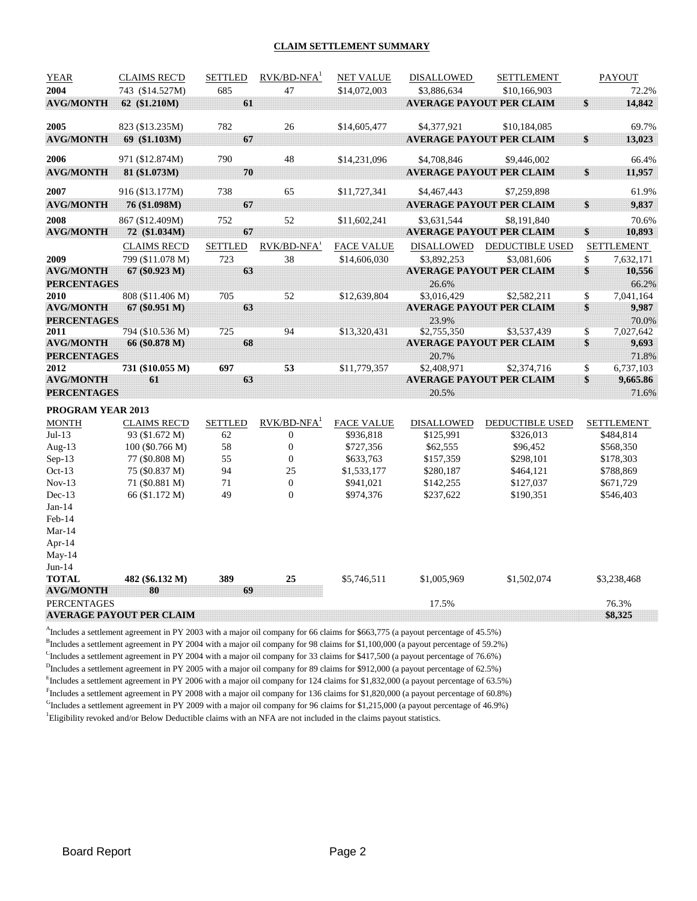## CLAIM SETTLEMENT SUMMARY

| YEAR | CLAIMS REC'D | SETTLED | RVK/BD-NFA[1] | NET VALUE | DISALLOWED | SETTLEMENT | | PAYOUT |
|---|---|---|---|---|---|---|---|---|
| **2004** | 743 ($14.527M) | 685 | 47 | $14,072,003 | $3,886,634 | $10,166,903 | | 72.2% |
| **AVG/MONTH** | **62 ($1.210M)** | **61** | | | **AVERAGE PAYOUT PER CLAIM** | | **$** | **14,842** |
| **2005** | 823 ($13.235M) | 782 | 26 | $14,605,477 | $4,377,921 | $10,184,085 | | 69.7% |
| **AVG/MONTH** | **69 ($1.103M)** | **67** | | | **AVERAGE PAYOUT PER CLAIM** | | **$** | **13,023** |
| **2006** | 971 ($12.874M) | 790 | 48 | $14,231,096 | $4,708,846 | $9,446,002 | | 66.4% |
| **AVG/MONTH** | **81 ($1.073M)** | **70** | | | **AVERAGE PAYOUT PER CLAIM** | | **$** | **11,957** |
| **2007** | 916 ($13.177M) | 738 | 65 | $11,727,341 | $4,467,443 | $7,259,898 | | 61.9% |
| **AVG/MONTH** | **76 ($1.098M)** | **67** | | | **AVERAGE PAYOUT PER CLAIM** | | **$** | **9,837** |
| **2008** | 867 ($12.409M) | 752 | 52 | $11,602,241 | $3,631,544 | $8,191,840 | | 70.6% |
| **AVG/MONTH** | **72 ($1.034M)** | **67** | | | **AVERAGE PAYOUT PER CLAIM** | | **$** | **10,893** |

| | CLAIMS REC'D | SETTLED | RVK/BD-NFA[1] | FACE VALUE | DISALLOWED | DEDUCTIBLE USED | | SETTLEMENT |
|---|---|---|---|---|---|---|---|---|
| **2009** | 799 ($11.078 M) | 723 | 38 | $14,606,030 | $3,892,253 | $3,081,606 | $ | 7,632,171 |
| **AVG/MONTH** | **67 ($0.923 M)** | **63** | | | **AVERAGE PAYOUT PER CLAIM** | | **$** | **10,556** |
| **PERCENTAGES** | | | | | 26.6% | | | 66.2% |
| **2010** | 808 ($11.406 M) | 705 | 52 | $12,639,804 | $3,016,429 | $2,582,211 | $ | 7,041,164 |
| **AVG/MONTH** | **67 ($0.951 M)** | **63** | | | **AVERAGE PAYOUT PER CLAIM** | | **$** | **9,987** |
| **PERCENTAGES** | | | | | 23.9% | | | 70.0% |
| **2011** | 794 ($10.536 M) | 725 | 94 | $13,320,431 | $2,755,350 | $3,537,439 | $ | 7,027,642 |
| **AVG/MONTH** | **66 ($0.878 M)** | **68** | | | **AVERAGE PAYOUT PER CLAIM** | | **$** | **9,693** |
| **PERCENTAGES** | | | | | 20.7% | | | 71.8% |
| **2012** | **731 ($10.055 M)** | **697** | **53** | $11,779,357 | $2,408,971 | $2,374,716 | $ | 6,737,103 |
| **AVG/MONTH** | **61** | **63** | | | **AVERAGE PAYOUT PER CLAIM** | | **$** | **9,665.86** |
| **PERCENTAGES** | | | | | 20.5% | | | 71.6% |

**PROGRAM YEAR 2013**

| MONTH | CLAIMS REC'D | SETTLED | RVK/BD-NFA[1] | FACE VALUE | DISALLOWED | DEDUCTIBLE USED | SETTLEMENT |
|---|---|---|---|---|---|---|---|
| Jul-13 | 93 ($1.672 M) | 62 | 0 | $936,818 | $125,991 | $326,013 | $484,814 |
| Aug-13 | 100 ($0.766 M) | 58 | 0 | $727,356 | $62,555 | $96,452 | $568,350 |
| Sep-13 | 77 ($0.808 M) | 55 | 0 | $633,763 | $157,359 | $298,101 | $178,303 |
| Oct-13 | 75 ($0.837 M) | 94 | 25 | $1,533,177 | $280,187 | $464,121 | $788,869 |
| Nov-13 | 71 ($0.881 M) | 71 | 0 | $941,021 | $142,255 | $127,037 | $671,729 |
| Dec-13 | 66 ($1.172 M) | 49 | 0 | $974,376 | $237,622 | $190,351 | $546,403 |
| Jan-14 | | | | | | | |
| Feb-14 | | | | | | | |
| Mar-14 | | | | | | | |
| Apr-14 | | | | | | | |
| May-14 | | | | | | | |
| Jun-14 | | | | | | | |
| **TOTAL** | **482 ($6.132 M)** | **389** | **25** | $5,746,511 | $1,005,969 | $1,502,074 | $3,238,468 |
| **AVG/MONTH** | **80** | **69** | | | | | |
| PERCENTAGES | | | | | 17.5% | | 76.3% |
| **AVERAGE PAYOUT PER CLAIM** | | | | | | | **$8,325** |

[A] Includes a settlement agreement in PY 2003 with a major oil company for 66 claims for $663,775 (a payout percentage of 45.5%)

[B] Includes a settlement agreement in PY 2004 with a major oil company for 98 claims for $1,100,000 (a payout percentage of 59.2%)

[C] Includes a settlement agreement in PY 2004 with a major oil company for 33 claims for $417,500 (a payout percentage of 76.6%)

[D] Includes a settlement agreement in PY 2005 with a major oil company for 89 claims for $912,000 (a payout percentage of 62.5%)

[E] Includes a settlement agreement in PY 2006 with a major oil company for 124 claims for $1,832,000 (a payout percentage of 63.5%)

[F] Includes a settlement agreement in PY 2008 with a major oil company for 136 claims for $1,820,000 (a payout percentage of 60.8%)

[G] Includes a settlement agreement in PY 2009 with a major oil company for 96 claims for $1,215,000 (a payout percentage of 46.9%)

[1] Eligibility revoked and/or Below Deductible claims with an NFA are not included in the claims payout statistics.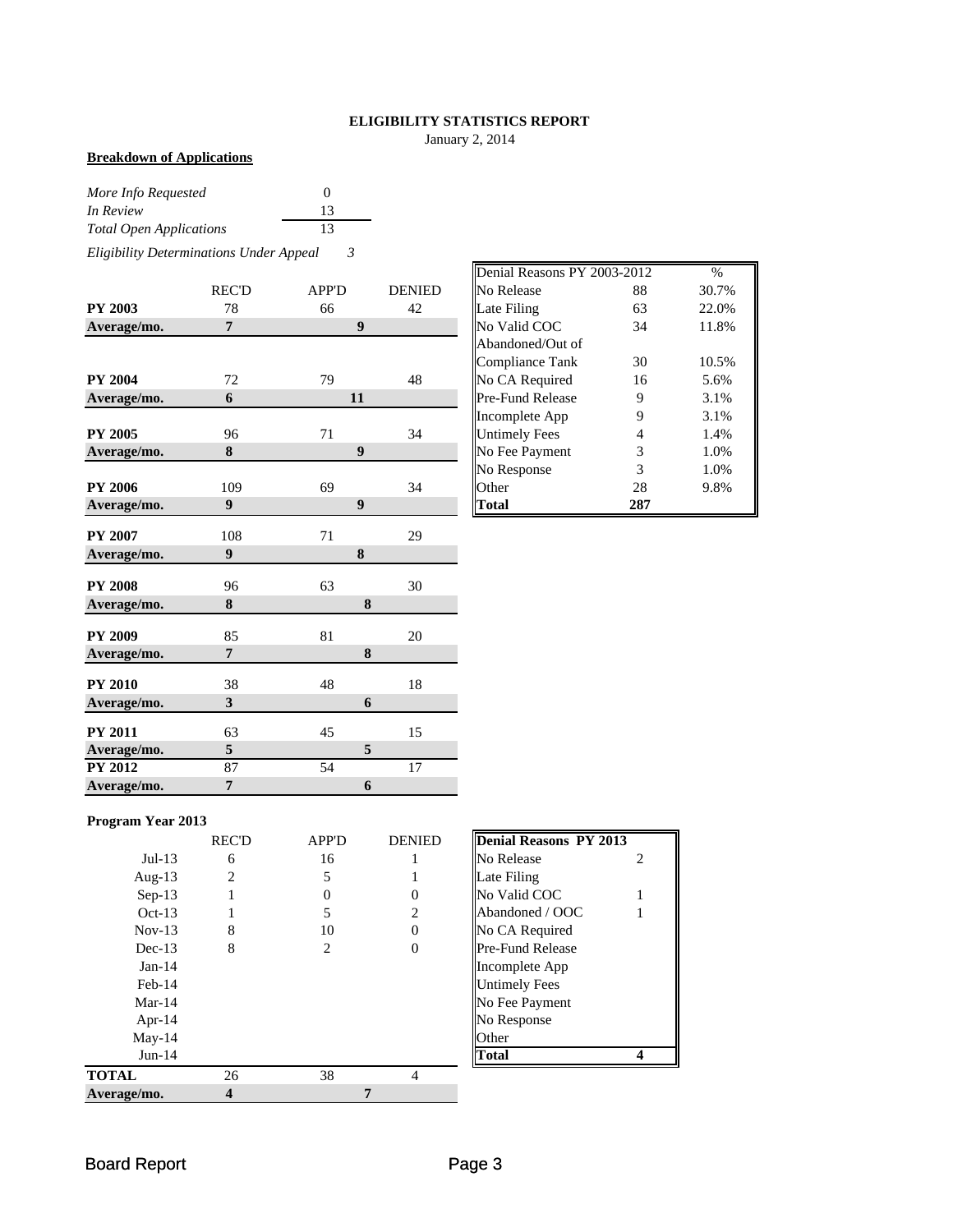# ELIGIBILITY STATISTICS REPORT

January 2, 2014

**Breakdown of Applications**

| | |
|---|---|
| *More Info Requested* | 0 |
| *In Review* | 13 |
| *Total Open Applications* | 13 |

*Eligibility Determinations Under Appeal* *3*

| | REC'D | APP'D | DENIED |
|---|---|---|---|
| **PY 2003** | 78 | 66 | 42 |
| **Average/mo.** | **7** | **9** | |
| **PY 2004** | 72 | 79 | 48 |
| **Average/mo.** | **6** | **11** | |
| **PY 2005** | 96 | 71 | 34 |
| **Average/mo.** | **8** | **9** | |
| **PY 2006** | 109 | 69 | 34 |
| **Average/mo.** | **9** | **9** | |
| **PY 2007** | 108 | 71 | 29 |
| **Average/mo.** | **9** | **8** | |
| **PY 2008** | 96 | 63 | 30 |
| **Average/mo.** | **8** | **8** | |
| **PY 2009** | 85 | 81 | 20 |
| **Average/mo.** | **7** | **8** | |
| **PY 2010** | 38 | 48 | 18 |
| **Average/mo.** | **3** | **6** | |
| **PY 2011** | 63 | 45 | 15 |
| **Average/mo.** | **5** | **5** | |
| **PY 2012** | 87 | 54 | 17 |
| **Average/mo.** | **7** | **6** | |

| Denial Reasons PY 2003-2012 | | % |
|---|---|---|
| No Release | 88 | 30.7% |
| Late Filing | 63 | 22.0% |
| No Valid COC | 34 | 11.8% |
| Abandoned/Out of Compliance Tank | 30 | 10.5% |
| No CA Required | 16 | 5.6% |
| Pre-Fund Release | 9 | 3.1% |
| Incomplete App | 9 | 3.1% |
| Untimely Fees | 4 | 1.4% |
| No Fee Payment | 3 | 1.0% |
| No Response | 3 | 1.0% |
| Other | 28 | 9.8% |
| **Total** | **287** | |

**Program Year 2013**

| | REC'D | APP'D | DENIED |
|---|---|---|---|
| Jul-13 | 6 | 16 | 1 |
| Aug-13 | 2 | 5 | 1 |
| Sep-13 | 1 | 0 | 0 |
| Oct-13 | 1 | 5 | 2 |
| Nov-13 | 8 | 10 | 0 |
| Dec-13 | 8 | 2 | 0 |
| Jan-14 | | | |
| Feb-14 | | | |
| Mar-14 | | | |
| Apr-14 | | | |
| May-14 | | | |
| Jun-14 | | | |
| **TOTAL** | 26 | 38 | 4 |
| **Average/mo.** | **4** | **7** | |

| **Denial Reasons PY 2013** | |
|---|---|
| No Release | 2 |
| Late Filing | |
| No Valid COC | 1 |
| Abandoned / OOC | 1 |
| No CA Required | |
| Pre-Fund Release | |
| Incomplete App | |
| Untimely Fees | |
| No Fee Payment | |
| No Response | |
| Other | |
| **Total** | **4** |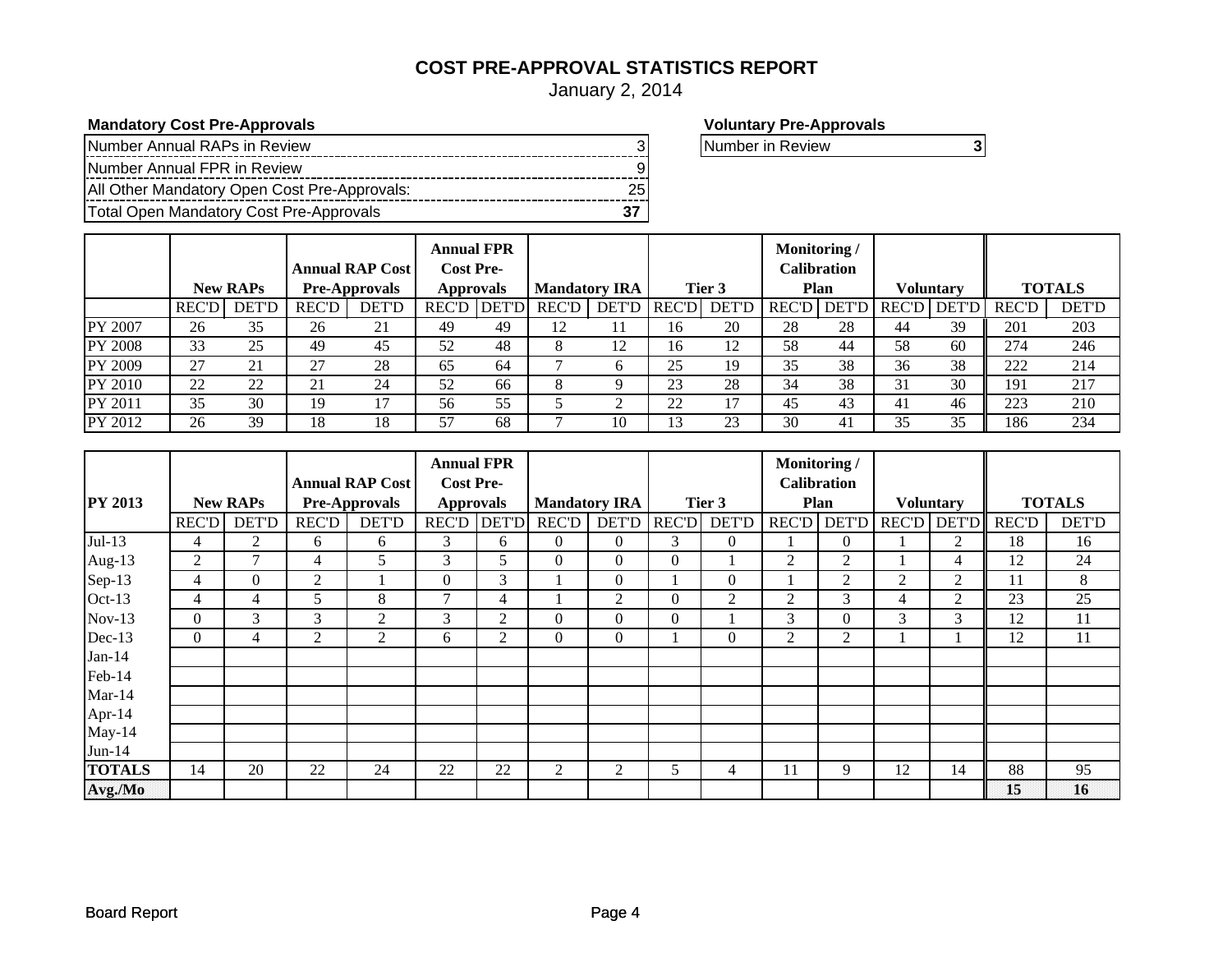# COST PRE-APPROVAL STATISTICS REPORT

January 2, 2014

**Mandatory Cost Pre-Approvals**

| | |
|---|---|
| Number Annual RAPs in Review | 3 |
| Number Annual FPR in Review | 9 |
| All Other Mandatory Open Cost Pre-Approvals: | 25 |
| Total Open Mandatory Cost Pre-Approvals | **37** |

**Voluntary Pre-Approvals**

| | |
|---|---|
| Number in Review | **3** |

| | New RAPs | | Annual RAP Cost Pre-Approvals | | Annual FPR Cost Pre-Approvals | | Mandatory IRA | | Tier 3 | | Monitoring / Calibration Plan | | Voluntary | | TOTALS | |
|---|---|---|---|---|---|---|---|---|---|---|---|---|---|---|---|---|
| | REC'D | DET'D | REC'D | DET'D | REC'D | DET'D | REC'D | DET'D | REC'D | DET'D | REC'D | DET'D | REC'D | DET'D | REC'D | DET'D |
| PY 2007 | 26 | 35 | 26 | 21 | 49 | 49 | 12 | 11 | 16 | 20 | 28 | 28 | 44 | 39 | 201 | 203 |
| PY 2008 | 33 | 25 | 49 | 45 | 52 | 48 | 8 | 12 | 16 | 12 | 58 | 44 | 58 | 60 | 274 | 246 |
| PY 2009 | 27 | 21 | 27 | 28 | 65 | 64 | 7 | 6 | 25 | 19 | 35 | 38 | 36 | 38 | 222 | 214 |
| PY 2010 | 22 | 22 | 21 | 24 | 52 | 66 | 8 | 9 | 23 | 28 | 34 | 38 | 31 | 30 | 191 | 217 |
| PY 2011 | 35 | 30 | 19 | 17 | 56 | 55 | 5 | 2 | 22 | 17 | 45 | 43 | 41 | 46 | 223 | 210 |
| PY 2012 | 26 | 39 | 18 | 18 | 57 | 68 | 7 | 10 | 13 | 23 | 30 | 41 | 35 | 35 | 186 | 234 |

| **PY 2013** | New RAPs | | Annual RAP Cost Pre-Approvals | | Annual FPR Cost Pre-Approvals | | Mandatory IRA | | Tier 3 | | Monitoring / Calibration Plan | | Voluntary | | TOTALS | |
|---|---|---|---|---|---|---|---|---|---|---|---|---|---|---|---|---|
| | REC'D | DET'D | REC'D | DET'D | REC'D | DET'D | REC'D | DET'D | REC'D | DET'D | REC'D | DET'D | REC'D | DET'D | REC'D | DET'D |
| Jul-13 | 4 | 2 | 6 | 6 | 3 | 6 | 0 | 0 | 3 | 0 | 1 | 0 | 1 | 2 | 18 | 16 |
| Aug-13 | 2 | 7 | 4 | 5 | 3 | 5 | 0 | 0 | 0 | 1 | 2 | 2 | 1 | 4 | 12 | 24 |
| Sep-13 | 4 | 0 | 2 | 1 | 0 | 3 | 1 | 0 | 1 | 0 | 1 | 2 | 2 | 2 | 11 | 8 |
| Oct-13 | 4 | 4 | 5 | 8 | 7 | 4 | 1 | 2 | 0 | 2 | 2 | 3 | 4 | 2 | 23 | 25 |
| Nov-13 | 0 | 3 | 3 | 2 | 3 | 2 | 0 | 0 | 0 | 1 | 3 | 0 | 3 | 3 | 12 | 11 |
| Dec-13 | 0 | 4 | 2 | 2 | 6 | 2 | 0 | 0 | 1 | 0 | 2 | 2 | 1 | 1 | 12 | 11 |
| Jan-14 | | | | | | | | | | | | | | | | |
| Feb-14 | | | | | | | | | | | | | | | | |
| Mar-14 | | | | | | | | | | | | | | | | |
| Apr-14 | | | | | | | | | | | | | | | | |
| May-14 | | | | | | | | | | | | | | | | |
| Jun-14 | | | | | | | | | | | | | | | | |
| **TOTALS** | 14 | 20 | 22 | 24 | 22 | 22 | 2 | 2 | 5 | 4 | 11 | 9 | 12 | 14 | 88 | 95 |
| **Avg./Mo** | | | | | | | | | | | | | | | **15** | **16** |

Board Report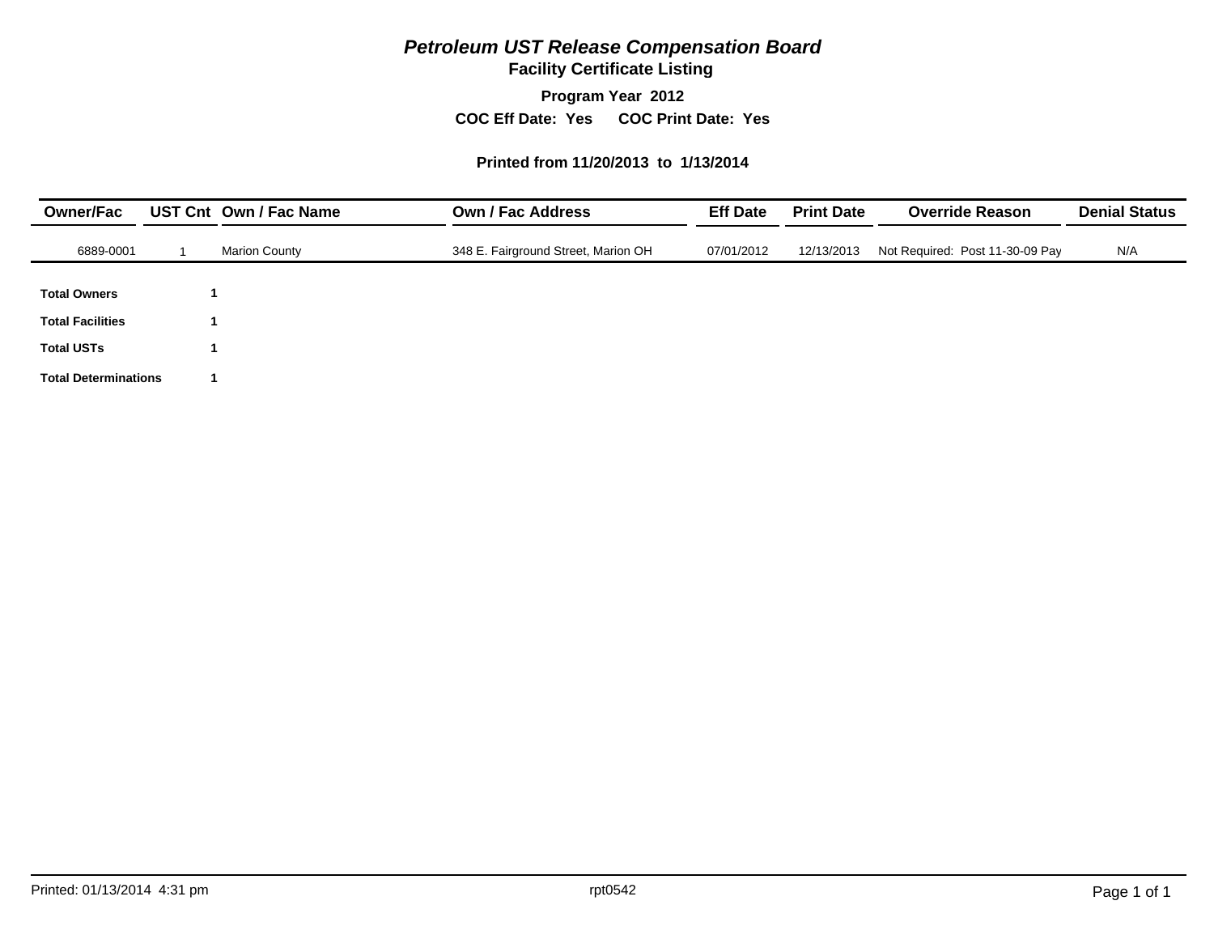# *Petroleum UST Release Compensation Board*

## Facility Certificate Listing

**Program Year 2012**

**COC Eff Date: Yes COC Print Date: Yes**

**Printed from 11/20/2013 to 1/13/2014**

| Owner/Fac | UST Cnt | Own / Fac Name | Own / Fac Address | Eff Date | Print Date | Override Reason | Denial Status |
|---|---|---|---|---|---|---|---|
| 6889-0001 | 1 | Marion County | 348 E. Fairground Street, Marion OH | 07/01/2012 | 12/13/2013 | Not Required: Post 11-30-09 Pay | N/A |

| | |
|---|---|
| **Total Owners** | **1** |
| **Total Facilities** | **1** |
| **Total USTs** | **1** |
| **Total Determinations** | **1** |

Printed: 01/13/2014 4:31 pm rpt0542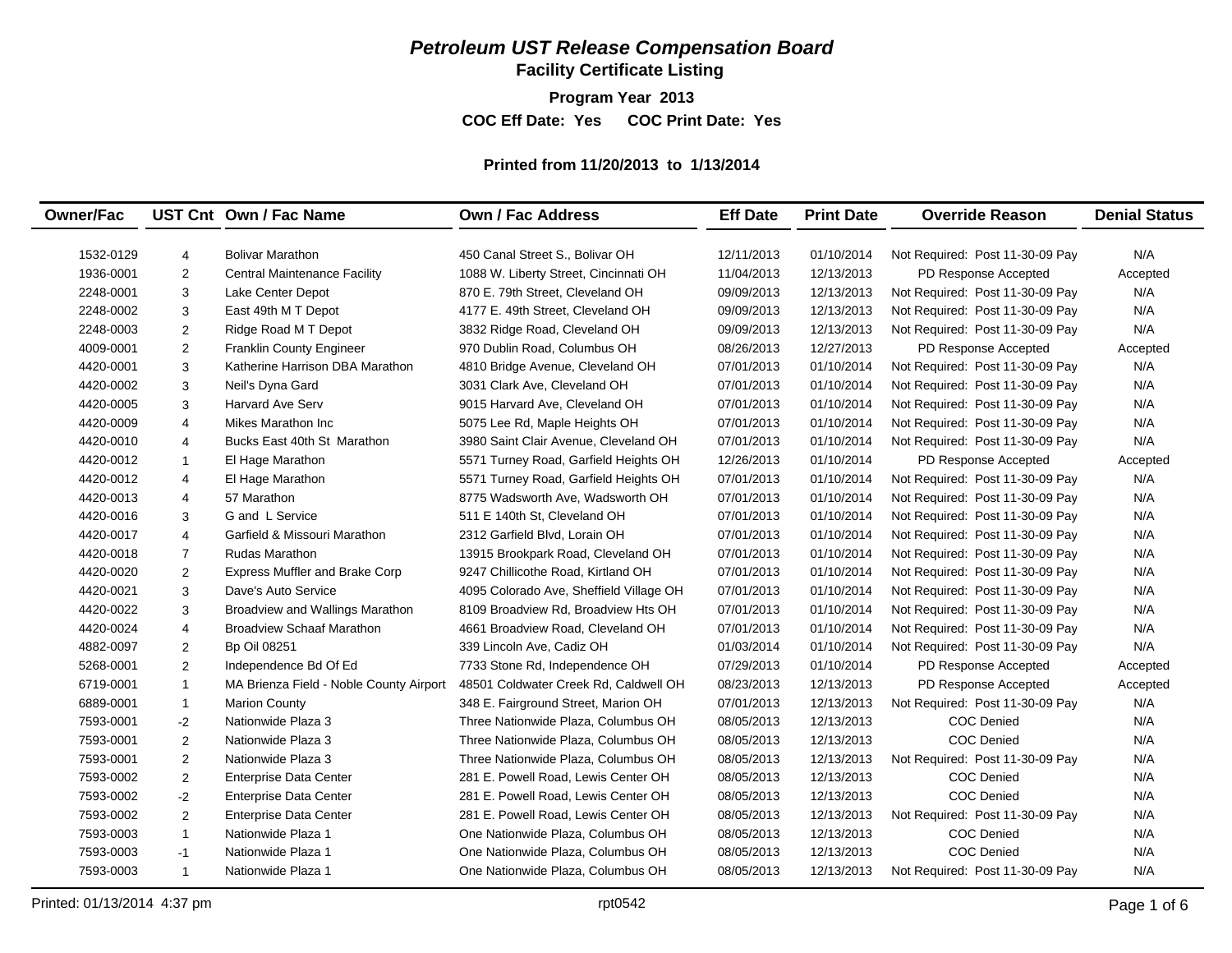# *Petroleum UST Release Compensation Board*

## Facility Certificate Listing

**Program Year 2013**

**COC Eff Date: Yes COC Print Date: Yes**

**Printed from 11/20/2013 to 1/13/2014**

| Owner/Fac | UST Cnt | Own / Fac Name | Own / Fac Address | Eff Date | Print Date | Override Reason | Denial Status |
|---|---|---|---|---|---|---|---|
| 1532-0129 | 4 | Bolivar Marathon | 450 Canal Street S., Bolivar OH | 12/11/2013 | 01/10/2014 | Not Required: Post 11-30-09 Pay | N/A |
| 1936-0001 | 2 | Central Maintenance Facility | 1088 W. Liberty Street, Cincinnati OH | 11/04/2013 | 12/13/2013 | PD Response Accepted | Accepted |
| 2248-0001 | 3 | Lake Center Depot | 870 E. 79th Street, Cleveland OH | 09/09/2013 | 12/13/2013 | Not Required: Post 11-30-09 Pay | N/A |
| 2248-0002 | 3 | East 49th M T Depot | 4177 E. 49th Street, Cleveland OH | 09/09/2013 | 12/13/2013 | Not Required: Post 11-30-09 Pay | N/A |
| 2248-0003 | 2 | Ridge Road M T Depot | 3832 Ridge Road, Cleveland OH | 09/09/2013 | 12/13/2013 | Not Required: Post 11-30-09 Pay | N/A |
| 4009-0001 | 2 | Franklin County Engineer | 970 Dublin Road, Columbus OH | 08/26/2013 | 12/27/2013 | PD Response Accepted | Accepted |
| 4420-0001 | 3 | Katherine Harrison DBA Marathon | 4810 Bridge Avenue, Cleveland OH | 07/01/2013 | 01/10/2014 | Not Required: Post 11-30-09 Pay | N/A |
| 4420-0002 | 3 | Neil's Dyna Gard | 3031 Clark Ave, Cleveland OH | 07/01/2013 | 01/10/2014 | Not Required: Post 11-30-09 Pay | N/A |
| 4420-0005 | 3 | Harvard Ave Serv | 9015 Harvard Ave, Cleveland OH | 07/01/2013 | 01/10/2014 | Not Required: Post 11-30-09 Pay | N/A |
| 4420-0009 | 4 | Mikes Marathon Inc | 5075 Lee Rd, Maple Heights OH | 07/01/2013 | 01/10/2014 | Not Required: Post 11-30-09 Pay | N/A |
| 4420-0010 | 4 | Bucks East 40th St Marathon | 3980 Saint Clair Avenue, Cleveland OH | 07/01/2013 | 01/10/2014 | Not Required: Post 11-30-09 Pay | N/A |
| 4420-0012 | 1 | El Hage Marathon | 5571 Turney Road, Garfield Heights OH | 12/26/2013 | 01/10/2014 | PD Response Accepted | Accepted |
| 4420-0012 | 4 | El Hage Marathon | 5571 Turney Road, Garfield Heights OH | 07/01/2013 | 01/10/2014 | Not Required: Post 11-30-09 Pay | N/A |
| 4420-0013 | 4 | 57 Marathon | 8775 Wadsworth Ave, Wadsworth OH | 07/01/2013 | 01/10/2014 | Not Required: Post 11-30-09 Pay | N/A |
| 4420-0016 | 3 | G and L Service | 511 E 140th St, Cleveland OH | 07/01/2013 | 01/10/2014 | Not Required: Post 11-30-09 Pay | N/A |
| 4420-0017 | 4 | Garfield & Missouri Marathon | 2312 Garfield Blvd, Lorain OH | 07/01/2013 | 01/10/2014 | Not Required: Post 11-30-09 Pay | N/A |
| 4420-0018 | 7 | Rudas Marathon | 13915 Brookpark Road, Cleveland OH | 07/01/2013 | 01/10/2014 | Not Required: Post 11-30-09 Pay | N/A |
| 4420-0020 | 2 | Express Muffler and Brake Corp | 9247 Chillicothe Road, Kirtland OH | 07/01/2013 | 01/10/2014 | Not Required: Post 11-30-09 Pay | N/A |
| 4420-0021 | 3 | Dave's Auto Service | 4095 Colorado Ave, Sheffield Village OH | 07/01/2013 | 01/10/2014 | Not Required: Post 11-30-09 Pay | N/A |
| 4420-0022 | 3 | Broadview and Wallings Marathon | 8109 Broadview Rd, Broadview Hts OH | 07/01/2013 | 01/10/2014 | Not Required: Post 11-30-09 Pay | N/A |
| 4420-0024 | 4 | Broadview Schaaf Marathon | 4661 Broadview Road, Cleveland OH | 07/01/2013 | 01/10/2014 | Not Required: Post 11-30-09 Pay | N/A |
| 4882-0097 | 2 | Bp Oil 08251 | 339 Lincoln Ave, Cadiz OH | 01/03/2014 | 01/10/2014 | Not Required: Post 11-30-09 Pay | N/A |
| 5268-0001 | 2 | Independence Bd Of Ed | 7733 Stone Rd, Independence OH | 07/29/2013 | 01/10/2014 | PD Response Accepted | Accepted |
| 6719-0001 | 1 | MA Brienza Field - Noble County Airport | 48501 Coldwater Creek Rd, Caldwell OH | 08/23/2013 | 12/13/2013 | PD Response Accepted | Accepted |
| 6889-0001 | 1 | Marion County | 348 E. Fairground Street, Marion OH | 07/01/2013 | 12/13/2013 | Not Required: Post 11-30-09 Pay | N/A |
| 7593-0001 | -2 | Nationwide Plaza 3 | Three Nationwide Plaza, Columbus OH | 08/05/2013 | 12/13/2013 | COC Denied | N/A |
| 7593-0001 | 2 | Nationwide Plaza 3 | Three Nationwide Plaza, Columbus OH | 08/05/2013 | 12/13/2013 | COC Denied | N/A |
| 7593-0001 | 2 | Nationwide Plaza 3 | Three Nationwide Plaza, Columbus OH | 08/05/2013 | 12/13/2013 | Not Required: Post 11-30-09 Pay | N/A |
| 7593-0002 | 2 | Enterprise Data Center | 281 E. Powell Road, Lewis Center OH | 08/05/2013 | 12/13/2013 | COC Denied | N/A |
| 7593-0002 | -2 | Enterprise Data Center | 281 E. Powell Road, Lewis Center OH | 08/05/2013 | 12/13/2013 | COC Denied | N/A |
| 7593-0002 | 2 | Enterprise Data Center | 281 E. Powell Road, Lewis Center OH | 08/05/2013 | 12/13/2013 | Not Required: Post 11-30-09 Pay | N/A |
| 7593-0003 | 1 | Nationwide Plaza 1 | One Nationwide Plaza, Columbus OH | 08/05/2013 | 12/13/2013 | COC Denied | N/A |
| 7593-0003 | -1 | Nationwide Plaza 1 | One Nationwide Plaza, Columbus OH | 08/05/2013 | 12/13/2013 | COC Denied | N/A |
| 7593-0003 | 1 | Nationwide Plaza 1 | One Nationwide Plaza, Columbus OH | 08/05/2013 | 12/13/2013 | Not Required: Post 11-30-09 Pay | N/A |

Printed: 01/13/2014 4:37 pm rpt0542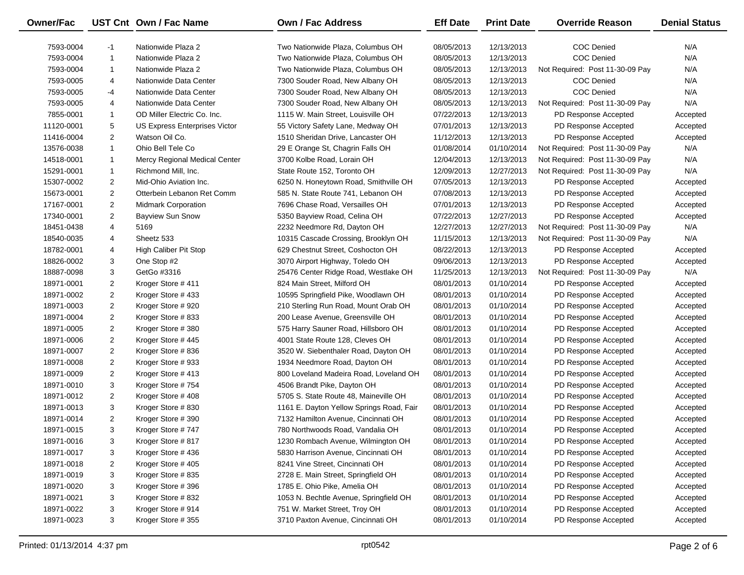| Owner/Fac | UST Cnt | Own / Fac Name | Own / Fac Address | Eff Date | Print Date | Override Reason | Denial Status |
|---|---|---|---|---|---|---|---|
| 7593-0004 | -1 | Nationwide Plaza 2 | Two Nationwide Plaza, Columbus OH | 08/05/2013 | 12/13/2013 | COC Denied | N/A |
| 7593-0004 | 1 | Nationwide Plaza 2 | Two Nationwide Plaza, Columbus OH | 08/05/2013 | 12/13/2013 | COC Denied | N/A |
| 7593-0004 | 1 | Nationwide Plaza 2 | Two Nationwide Plaza, Columbus OH | 08/05/2013 | 12/13/2013 | Not Required: Post 11-30-09 Pay | N/A |
| 7593-0005 | 4 | Nationwide Data Center | 7300 Souder Road, New Albany OH | 08/05/2013 | 12/13/2013 | COC Denied | N/A |
| 7593-0005 | -4 | Nationwide Data Center | 7300 Souder Road, New Albany OH | 08/05/2013 | 12/13/2013 | COC Denied | N/A |
| 7593-0005 | 4 | Nationwide Data Center | 7300 Souder Road, New Albany OH | 08/05/2013 | 12/13/2013 | Not Required: Post 11-30-09 Pay | N/A |
| 7855-0001 | 1 | OD Miller Electric Co. Inc. | 1115 W. Main Street, Louisville OH | 07/22/2013 | 12/13/2013 | PD Response Accepted | Accepted |
| 11120-0001 | 5 | US Express Enterprises Victor | 55 Victory Safety Lane, Medway OH | 07/01/2013 | 12/13/2013 | PD Response Accepted | Accepted |
| 11416-0004 | 2 | Watson Oil Co. | 1510 Sheridan Drive, Lancaster OH | 11/12/2013 | 12/13/2013 | PD Response Accepted | Accepted |
| 13576-0038 | 1 | Ohio Bell Tele Co | 29 E Orange St, Chagrin Falls OH | 01/08/2014 | 01/10/2014 | Not Required: Post 11-30-09 Pay | N/A |
| 14518-0001 | 1 | Mercy Regional Medical Center | 3700 Kolbe Road, Lorain OH | 12/04/2013 | 12/13/2013 | Not Required: Post 11-30-09 Pay | N/A |
| 15291-0001 | 1 | Richmond Mill, Inc. | State Route 152, Toronto OH | 12/09/2013 | 12/27/2013 | Not Required: Post 11-30-09 Pay | N/A |
| 15307-0002 | 2 | Mid-Ohio Aviation Inc. | 6250 N. Honeytown Road, Smithville OH | 07/05/2013 | 12/13/2013 | PD Response Accepted | Accepted |
| 15673-0001 | 2 | Otterbein Lebanon Ret Comm | 585 N. State Route 741, Lebanon OH | 07/08/2013 | 12/13/2013 | PD Response Accepted | Accepted |
| 17167-0001 | 2 | Midmark Corporation | 7696 Chase Road, Versailles OH | 07/01/2013 | 12/13/2013 | PD Response Accepted | Accepted |
| 17340-0001 | 2 | Bayview Sun Snow | 5350 Bayview Road, Celina OH | 07/22/2013 | 12/27/2013 | PD Response Accepted | Accepted |
| 18451-0438 | 4 | 5169 | 2232 Needmore Rd, Dayton OH | 12/27/2013 | 12/27/2013 | Not Required: Post 11-30-09 Pay | N/A |
| 18540-0035 | 4 | Sheetz 533 | 10315 Cascade Crossing, Brooklyn OH | 11/15/2013 | 12/13/2013 | Not Required: Post 11-30-09 Pay | N/A |
| 18782-0001 | 4 | High Caliber Pit Stop | 629 Chestnut Street, Coshocton OH | 08/22/2013 | 12/13/2013 | PD Response Accepted | Accepted |
| 18826-0002 | 3 | One Stop #2 | 3070 Airport Highway, Toledo OH | 09/06/2013 | 12/13/2013 | PD Response Accepted | Accepted |
| 18887-0098 | 3 | GetGo #3316 | 25476 Center Ridge Road, Westlake OH | 11/25/2013 | 12/13/2013 | Not Required: Post 11-30-09 Pay | N/A |
| 18971-0001 | 2 | Kroger Store # 411 | 824 Main Street, Milford OH | 08/01/2013 | 01/10/2014 | PD Response Accepted | Accepted |
| 18971-0002 | 2 | Kroger Store # 433 | 10595 Springfield Pike, Woodlawn OH | 08/01/2013 | 01/10/2014 | PD Response Accepted | Accepted |
| 18971-0003 | 2 | Kroger Store # 920 | 210 Sterling Run Road, Mount Orab OH | 08/01/2013 | 01/10/2014 | PD Response Accepted | Accepted |
| 18971-0004 | 2 | Kroger Store # 833 | 200 Lease Avenue, Greensville OH | 08/01/2013 | 01/10/2014 | PD Response Accepted | Accepted |
| 18971-0005 | 2 | Kroger Store # 380 | 575 Harry Sauner Road, Hillsboro OH | 08/01/2013 | 01/10/2014 | PD Response Accepted | Accepted |
| 18971-0006 | 2 | Kroger Store # 445 | 4001 State Route 128, Cleves OH | 08/01/2013 | 01/10/2014 | PD Response Accepted | Accepted |
| 18971-0007 | 2 | Kroger Store # 836 | 3520 W. Siebenthaler Road, Dayton OH | 08/01/2013 | 01/10/2014 | PD Response Accepted | Accepted |
| 18971-0008 | 2 | Kroger Store # 933 | 1934 Needmore Road, Dayton OH | 08/01/2013 | 01/10/2014 | PD Response Accepted | Accepted |
| 18971-0009 | 2 | Kroger Store # 413 | 800 Loveland Madeira Road, Loveland OH | 08/01/2013 | 01/10/2014 | PD Response Accepted | Accepted |
| 18971-0010 | 3 | Kroger Store # 754 | 4506 Brandt Pike, Dayton OH | 08/01/2013 | 01/10/2014 | PD Response Accepted | Accepted |
| 18971-0012 | 2 | Kroger Store # 408 | 5705 S. State Route 48, Maineville OH | 08/01/2013 | 01/10/2014 | PD Response Accepted | Accepted |
| 18971-0013 | 3 | Kroger Store # 830 | 1161 E. Dayton Yellow Springs Road, Fair | 08/01/2013 | 01/10/2014 | PD Response Accepted | Accepted |
| 18971-0014 | 2 | Kroger Store # 390 | 7132 Hamilton Avenue, Cincinnati OH | 08/01/2013 | 01/10/2014 | PD Response Accepted | Accepted |
| 18971-0015 | 3 | Kroger Store # 747 | 780 Northwoods Road, Vandalia OH | 08/01/2013 | 01/10/2014 | PD Response Accepted | Accepted |
| 18971-0016 | 3 | Kroger Store # 817 | 1230 Rombach Avenue, Wilmington OH | 08/01/2013 | 01/10/2014 | PD Response Accepted | Accepted |
| 18971-0017 | 3 | Kroger Store # 436 | 5830 Harrison Avenue, Cincinnati OH | 08/01/2013 | 01/10/2014 | PD Response Accepted | Accepted |
| 18971-0018 | 2 | Kroger Store # 405 | 8241 Vine Street, Cincinnati OH | 08/01/2013 | 01/10/2014 | PD Response Accepted | Accepted |
| 18971-0019 | 3 | Kroger Store # 835 | 2728 E. Main Street, Springfield OH | 08/01/2013 | 01/10/2014 | PD Response Accepted | Accepted |
| 18971-0020 | 3 | Kroger Store # 396 | 1785 E. Ohio Pike, Amelia OH | 08/01/2013 | 01/10/2014 | PD Response Accepted | Accepted |
| 18971-0021 | 3 | Kroger Store # 832 | 1053 N. Bechtle Avenue, Springfield OH | 08/01/2013 | 01/10/2014 | PD Response Accepted | Accepted |
| 18971-0022 | 3 | Kroger Store # 914 | 751 W. Market Street, Troy OH | 08/01/2013 | 01/10/2014 | PD Response Accepted | Accepted |
| 18971-0023 | 3 | Kroger Store # 355 | 3710 Paxton Avenue, Cincinnati OH | 08/01/2013 | 01/10/2014 | PD Response Accepted | Accepted |

Printed: 01/13/2014 4:37 pm rpt0542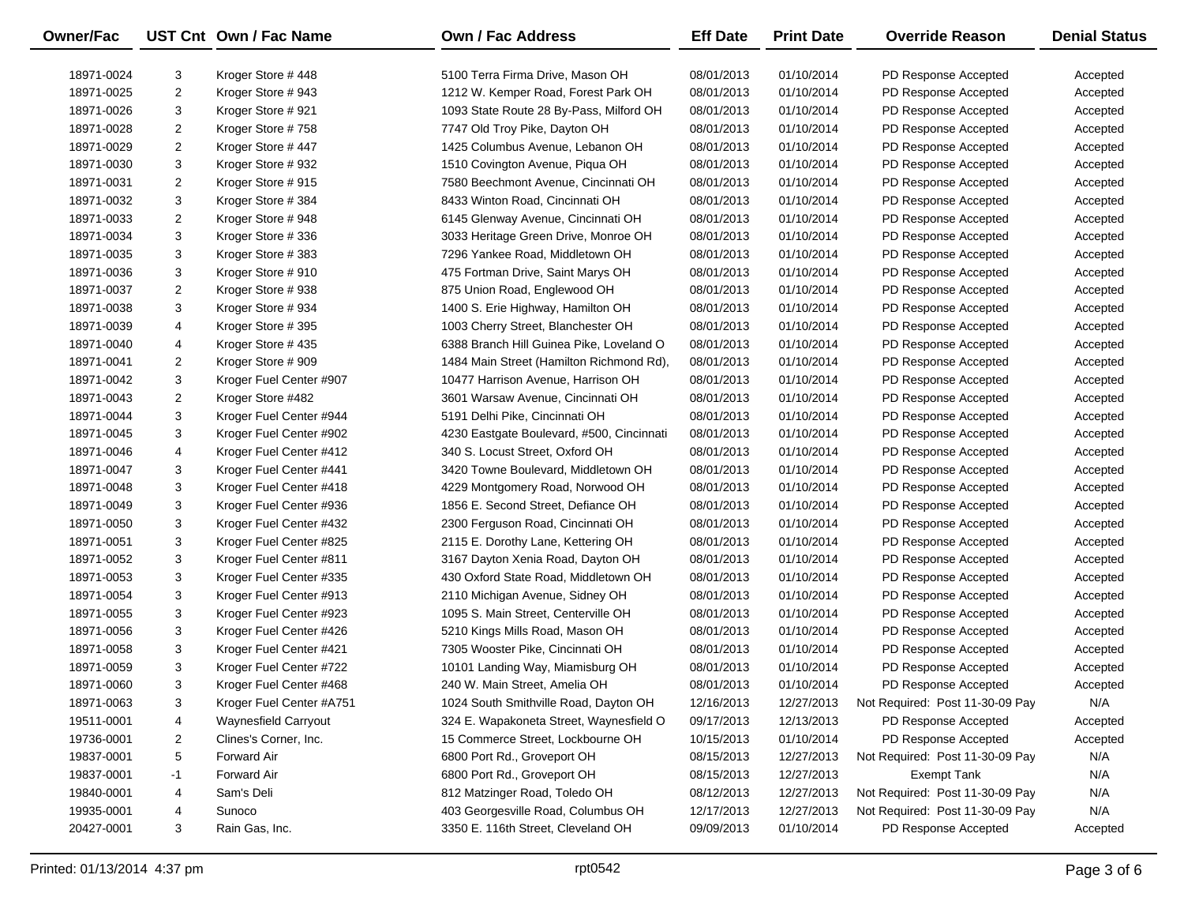| Owner/Fac | UST Cnt | Own / Fac Name | Own / Fac Address | Eff Date | Print Date | Override Reason | Denial Status |
|---|---|---|---|---|---|---|---|
| 18971-0024 | 3 | Kroger Store # 448 | 5100 Terra Firma Drive, Mason OH | 08/01/2013 | 01/10/2014 | PD Response Accepted | Accepted |
| 18971-0025 | 2 | Kroger Store # 943 | 1212 W. Kemper Road, Forest Park OH | 08/01/2013 | 01/10/2014 | PD Response Accepted | Accepted |
| 18971-0026 | 3 | Kroger Store # 921 | 1093 State Route 28 By-Pass, Milford OH | 08/01/2013 | 01/10/2014 | PD Response Accepted | Accepted |
| 18971-0028 | 2 | Kroger Store # 758 | 7747 Old Troy Pike, Dayton OH | 08/01/2013 | 01/10/2014 | PD Response Accepted | Accepted |
| 18971-0029 | 2 | Kroger Store # 447 | 1425 Columbus Avenue, Lebanon OH | 08/01/2013 | 01/10/2014 | PD Response Accepted | Accepted |
| 18971-0030 | 3 | Kroger Store # 932 | 1510 Covington Avenue, Piqua OH | 08/01/2013 | 01/10/2014 | PD Response Accepted | Accepted |
| 18971-0031 | 2 | Kroger Store # 915 | 7580 Beechmont Avenue, Cincinnati OH | 08/01/2013 | 01/10/2014 | PD Response Accepted | Accepted |
| 18971-0032 | 3 | Kroger Store # 384 | 8433 Winton Road, Cincinnati OH | 08/01/2013 | 01/10/2014 | PD Response Accepted | Accepted |
| 18971-0033 | 2 | Kroger Store # 948 | 6145 Glenway Avenue, Cincinnati OH | 08/01/2013 | 01/10/2014 | PD Response Accepted | Accepted |
| 18971-0034 | 3 | Kroger Store # 336 | 3033 Heritage Green Drive, Monroe OH | 08/01/2013 | 01/10/2014 | PD Response Accepted | Accepted |
| 18971-0035 | 3 | Kroger Store # 383 | 7296 Yankee Road, Middletown OH | 08/01/2013 | 01/10/2014 | PD Response Accepted | Accepted |
| 18971-0036 | 3 | Kroger Store # 910 | 475 Fortman Drive, Saint Marys OH | 08/01/2013 | 01/10/2014 | PD Response Accepted | Accepted |
| 18971-0037 | 2 | Kroger Store # 938 | 875 Union Road, Englewood OH | 08/01/2013 | 01/10/2014 | PD Response Accepted | Accepted |
| 18971-0038 | 3 | Kroger Store # 934 | 1400 S. Erie Highway, Hamilton OH | 08/01/2013 | 01/10/2014 | PD Response Accepted | Accepted |
| 18971-0039 | 4 | Kroger Store # 395 | 1003 Cherry Street, Blanchester OH | 08/01/2013 | 01/10/2014 | PD Response Accepted | Accepted |
| 18971-0040 | 4 | Kroger Store # 435 | 6388 Branch Hill Guinea Pike, Loveland O | 08/01/2013 | 01/10/2014 | PD Response Accepted | Accepted |
| 18971-0041 | 2 | Kroger Store # 909 | 1484 Main Street (Hamilton Richmond Rd), | 08/01/2013 | 01/10/2014 | PD Response Accepted | Accepted |
| 18971-0042 | 3 | Kroger Fuel Center #907 | 10477 Harrison Avenue, Harrison OH | 08/01/2013 | 01/10/2014 | PD Response Accepted | Accepted |
| 18971-0043 | 2 | Kroger Store #482 | 3601 Warsaw Avenue, Cincinnati OH | 08/01/2013 | 01/10/2014 | PD Response Accepted | Accepted |
| 18971-0044 | 3 | Kroger Fuel Center #944 | 5191 Delhi Pike, Cincinnati OH | 08/01/2013 | 01/10/2014 | PD Response Accepted | Accepted |
| 18971-0045 | 3 | Kroger Fuel Center #902 | 4230 Eastgate Boulevard, #500, Cincinnati | 08/01/2013 | 01/10/2014 | PD Response Accepted | Accepted |
| 18971-0046 | 4 | Kroger Fuel Center #412 | 340 S. Locust Street, Oxford OH | 08/01/2013 | 01/10/2014 | PD Response Accepted | Accepted |
| 18971-0047 | 3 | Kroger Fuel Center #441 | 3420 Towne Boulevard, Middletown OH | 08/01/2013 | 01/10/2014 | PD Response Accepted | Accepted |
| 18971-0048 | 3 | Kroger Fuel Center #418 | 4229 Montgomery Road, Norwood OH | 08/01/2013 | 01/10/2014 | PD Response Accepted | Accepted |
| 18971-0049 | 3 | Kroger Fuel Center #936 | 1856 E. Second Street, Defiance OH | 08/01/2013 | 01/10/2014 | PD Response Accepted | Accepted |
| 18971-0050 | 3 | Kroger Fuel Center #432 | 2300 Ferguson Road, Cincinnati OH | 08/01/2013 | 01/10/2014 | PD Response Accepted | Accepted |
| 18971-0051 | 3 | Kroger Fuel Center #825 | 2115 E. Dorothy Lane, Kettering OH | 08/01/2013 | 01/10/2014 | PD Response Accepted | Accepted |
| 18971-0052 | 3 | Kroger Fuel Center #811 | 3167 Dayton Xenia Road, Dayton OH | 08/01/2013 | 01/10/2014 | PD Response Accepted | Accepted |
| 18971-0053 | 3 | Kroger Fuel Center #335 | 430 Oxford State Road, Middletown OH | 08/01/2013 | 01/10/2014 | PD Response Accepted | Accepted |
| 18971-0054 | 3 | Kroger Fuel Center #913 | 2110 Michigan Avenue, Sidney OH | 08/01/2013 | 01/10/2014 | PD Response Accepted | Accepted |
| 18971-0055 | 3 | Kroger Fuel Center #923 | 1095 S. Main Street, Centerville OH | 08/01/2013 | 01/10/2014 | PD Response Accepted | Accepted |
| 18971-0056 | 3 | Kroger Fuel Center #426 | 5210 Kings Mills Road, Mason OH | 08/01/2013 | 01/10/2014 | PD Response Accepted | Accepted |
| 18971-0058 | 3 | Kroger Fuel Center #421 | 7305 Wooster Pike, Cincinnati OH | 08/01/2013 | 01/10/2014 | PD Response Accepted | Accepted |
| 18971-0059 | 3 | Kroger Fuel Center #722 | 10101 Landing Way, Miamisburg OH | 08/01/2013 | 01/10/2014 | PD Response Accepted | Accepted |
| 18971-0060 | 3 | Kroger Fuel Center #468 | 240 W. Main Street, Amelia OH | 08/01/2013 | 01/10/2014 | PD Response Accepted | Accepted |
| 18971-0063 | 3 | Kroger Fuel Center #A751 | 1024 South Smithville Road, Dayton OH | 12/16/2013 | 12/27/2013 | Not Required: Post 11-30-09 Pay | N/A |
| 19511-0001 | 4 | Waynesfield Carryout | 324 E. Wapakoneta Street, Waynesfield O | 09/17/2013 | 12/13/2013 | PD Response Accepted | Accepted |
| 19736-0001 | 2 | Clines's Corner, Inc. | 15 Commerce Street, Lockbourne OH | 10/15/2013 | 01/10/2014 | PD Response Accepted | Accepted |
| 19837-0001 | 5 | Forward Air | 6800 Port Rd., Groveport OH | 08/15/2013 | 12/27/2013 | Not Required: Post 11-30-09 Pay | N/A |
| 19837-0001 | -1 | Forward Air | 6800 Port Rd., Groveport OH | 08/15/2013 | 12/27/2013 | Exempt Tank | N/A |
| 19840-0001 | 4 | Sam's Deli | 812 Matzinger Road, Toledo OH | 08/12/2013 | 12/27/2013 | Not Required: Post 11-30-09 Pay | N/A |
| 19935-0001 | 4 | Sunoco | 403 Georgesville Road, Columbus OH | 12/17/2013 | 12/27/2013 | Not Required: Post 11-30-09 Pay | N/A |
| 20427-0001 | 3 | Rain Gas, Inc. | 3350 E. 116th Street, Cleveland OH | 09/09/2013 | 01/10/2014 | PD Response Accepted | Accepted |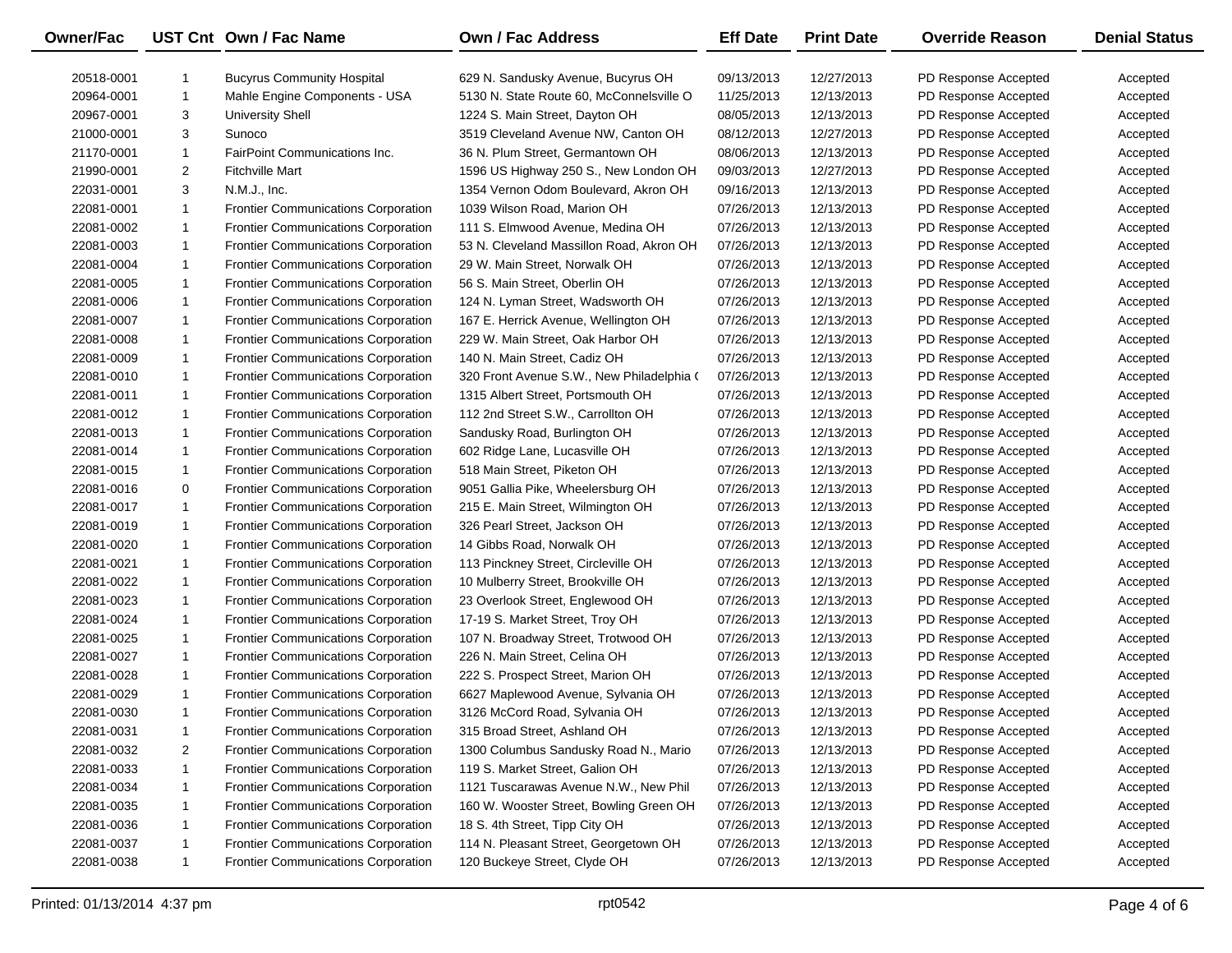| Owner/Fac | UST Cnt | Own / Fac Name | Own / Fac Address | Eff Date | Print Date | Override Reason | Denial Status |
|---|---|---|---|---|---|---|---|
| 20518-0001 | 1 | Bucyrus Community Hospital | 629 N. Sandusky Avenue, Bucyrus OH | 09/13/2013 | 12/27/2013 | PD Response Accepted | Accepted |
| 20964-0001 | 1 | Mahle Engine Components - USA | 5130 N. State Route 60, McConnelsville O | 11/25/2013 | 12/13/2013 | PD Response Accepted | Accepted |
| 20967-0001 | 3 | University Shell | 1224 S. Main Street, Dayton OH | 08/05/2013 | 12/13/2013 | PD Response Accepted | Accepted |
| 21000-0001 | 3 | Sunoco | 3519 Cleveland Avenue NW, Canton OH | 08/12/2013 | 12/27/2013 | PD Response Accepted | Accepted |
| 21170-0001 | 1 | FairPoint Communications Inc. | 36 N. Plum Street, Germantown OH | 08/06/2013 | 12/13/2013 | PD Response Accepted | Accepted |
| 21990-0001 | 2 | Fitchville Mart | 1596 US Highway 250 S., New London OH | 09/03/2013 | 12/27/2013 | PD Response Accepted | Accepted |
| 22031-0001 | 3 | N.M.J., Inc. | 1354 Vernon Odom Boulevard, Akron OH | 09/16/2013 | 12/13/2013 | PD Response Accepted | Accepted |
| 22081-0001 | 1 | Frontier Communications Corporation | 1039 Wilson Road, Marion OH | 07/26/2013 | 12/13/2013 | PD Response Accepted | Accepted |
| 22081-0002 | 1 | Frontier Communications Corporation | 111 S. Elmwood Avenue, Medina OH | 07/26/2013 | 12/13/2013 | PD Response Accepted | Accepted |
| 22081-0003 | 1 | Frontier Communications Corporation | 53 N. Cleveland Massillon Road, Akron OH | 07/26/2013 | 12/13/2013 | PD Response Accepted | Accepted |
| 22081-0004 | 1 | Frontier Communications Corporation | 29 W. Main Street, Norwalk OH | 07/26/2013 | 12/13/2013 | PD Response Accepted | Accepted |
| 22081-0005 | 1 | Frontier Communications Corporation | 56 S. Main Street, Oberlin OH | 07/26/2013 | 12/13/2013 | PD Response Accepted | Accepted |
| 22081-0006 | 1 | Frontier Communications Corporation | 124 N. Lyman Street, Wadsworth OH | 07/26/2013 | 12/13/2013 | PD Response Accepted | Accepted |
| 22081-0007 | 1 | Frontier Communications Corporation | 167 E. Herrick Avenue, Wellington OH | 07/26/2013 | 12/13/2013 | PD Response Accepted | Accepted |
| 22081-0008 | 1 | Frontier Communications Corporation | 229 W. Main Street, Oak Harbor OH | 07/26/2013 | 12/13/2013 | PD Response Accepted | Accepted |
| 22081-0009 | 1 | Frontier Communications Corporation | 140 N. Main Street, Cadiz OH | 07/26/2013 | 12/13/2013 | PD Response Accepted | Accepted |
| 22081-0010 | 1 | Frontier Communications Corporation | 320 Front Avenue S.W., New Philadelphia ( | 07/26/2013 | 12/13/2013 | PD Response Accepted | Accepted |
| 22081-0011 | 1 | Frontier Communications Corporation | 1315 Albert Street, Portsmouth OH | 07/26/2013 | 12/13/2013 | PD Response Accepted | Accepted |
| 22081-0012 | 1 | Frontier Communications Corporation | 112 2nd Street S.W., Carrollton OH | 07/26/2013 | 12/13/2013 | PD Response Accepted | Accepted |
| 22081-0013 | 1 | Frontier Communications Corporation | Sandusky Road, Burlington OH | 07/26/2013 | 12/13/2013 | PD Response Accepted | Accepted |
| 22081-0014 | 1 | Frontier Communications Corporation | 602 Ridge Lane, Lucasville OH | 07/26/2013 | 12/13/2013 | PD Response Accepted | Accepted |
| 22081-0015 | 1 | Frontier Communications Corporation | 518 Main Street, Piketon OH | 07/26/2013 | 12/13/2013 | PD Response Accepted | Accepted |
| 22081-0016 | 0 | Frontier Communications Corporation | 9051 Gallia Pike, Wheelersburg OH | 07/26/2013 | 12/13/2013 | PD Response Accepted | Accepted |
| 22081-0017 | 1 | Frontier Communications Corporation | 215 E. Main Street, Wilmington OH | 07/26/2013 | 12/13/2013 | PD Response Accepted | Accepted |
| 22081-0019 | 1 | Frontier Communications Corporation | 326 Pearl Street, Jackson OH | 07/26/2013 | 12/13/2013 | PD Response Accepted | Accepted |
| 22081-0020 | 1 | Frontier Communications Corporation | 14 Gibbs Road, Norwalk OH | 07/26/2013 | 12/13/2013 | PD Response Accepted | Accepted |
| 22081-0021 | 1 | Frontier Communications Corporation | 113 Pinckney Street, Circleville OH | 07/26/2013 | 12/13/2013 | PD Response Accepted | Accepted |
| 22081-0022 | 1 | Frontier Communications Corporation | 10 Mulberry Street, Brookville OH | 07/26/2013 | 12/13/2013 | PD Response Accepted | Accepted |
| 22081-0023 | 1 | Frontier Communications Corporation | 23 Overlook Street, Englewood OH | 07/26/2013 | 12/13/2013 | PD Response Accepted | Accepted |
| 22081-0024 | 1 | Frontier Communications Corporation | 17-19 S. Market Street, Troy OH | 07/26/2013 | 12/13/2013 | PD Response Accepted | Accepted |
| 22081-0025 | 1 | Frontier Communications Corporation | 107 N. Broadway Street, Trotwood OH | 07/26/2013 | 12/13/2013 | PD Response Accepted | Accepted |
| 22081-0027 | 1 | Frontier Communications Corporation | 226 N. Main Street, Celina OH | 07/26/2013 | 12/13/2013 | PD Response Accepted | Accepted |
| 22081-0028 | 1 | Frontier Communications Corporation | 222 S. Prospect Street, Marion OH | 07/26/2013 | 12/13/2013 | PD Response Accepted | Accepted |
| 22081-0029 | 1 | Frontier Communications Corporation | 6627 Maplewood Avenue, Sylvania OH | 07/26/2013 | 12/13/2013 | PD Response Accepted | Accepted |
| 22081-0030 | 1 | Frontier Communications Corporation | 3126 McCord Road, Sylvania OH | 07/26/2013 | 12/13/2013 | PD Response Accepted | Accepted |
| 22081-0031 | 1 | Frontier Communications Corporation | 315 Broad Street, Ashland OH | 07/26/2013 | 12/13/2013 | PD Response Accepted | Accepted |
| 22081-0032 | 2 | Frontier Communications Corporation | 1300 Columbus Sandusky Road N., Mario | 07/26/2013 | 12/13/2013 | PD Response Accepted | Accepted |
| 22081-0033 | 1 | Frontier Communications Corporation | 119 S. Market Street, Galion OH | 07/26/2013 | 12/13/2013 | PD Response Accepted | Accepted |
| 22081-0034 | 1 | Frontier Communications Corporation | 1121 Tuscarawas Avenue N.W., New Phil | 07/26/2013 | 12/13/2013 | PD Response Accepted | Accepted |
| 22081-0035 | 1 | Frontier Communications Corporation | 160 W. Wooster Street, Bowling Green OH | 07/26/2013 | 12/13/2013 | PD Response Accepted | Accepted |
| 22081-0036 | 1 | Frontier Communications Corporation | 18 S. 4th Street, Tipp City OH | 07/26/2013 | 12/13/2013 | PD Response Accepted | Accepted |
| 22081-0037 | 1 | Frontier Communications Corporation | 114 N. Pleasant Street, Georgetown OH | 07/26/2013 | 12/13/2013 | PD Response Accepted | Accepted |
| 22081-0038 | 1 | Frontier Communications Corporation | 120 Buckeye Street, Clyde OH | 07/26/2013 | 12/13/2013 | PD Response Accepted | Accepted |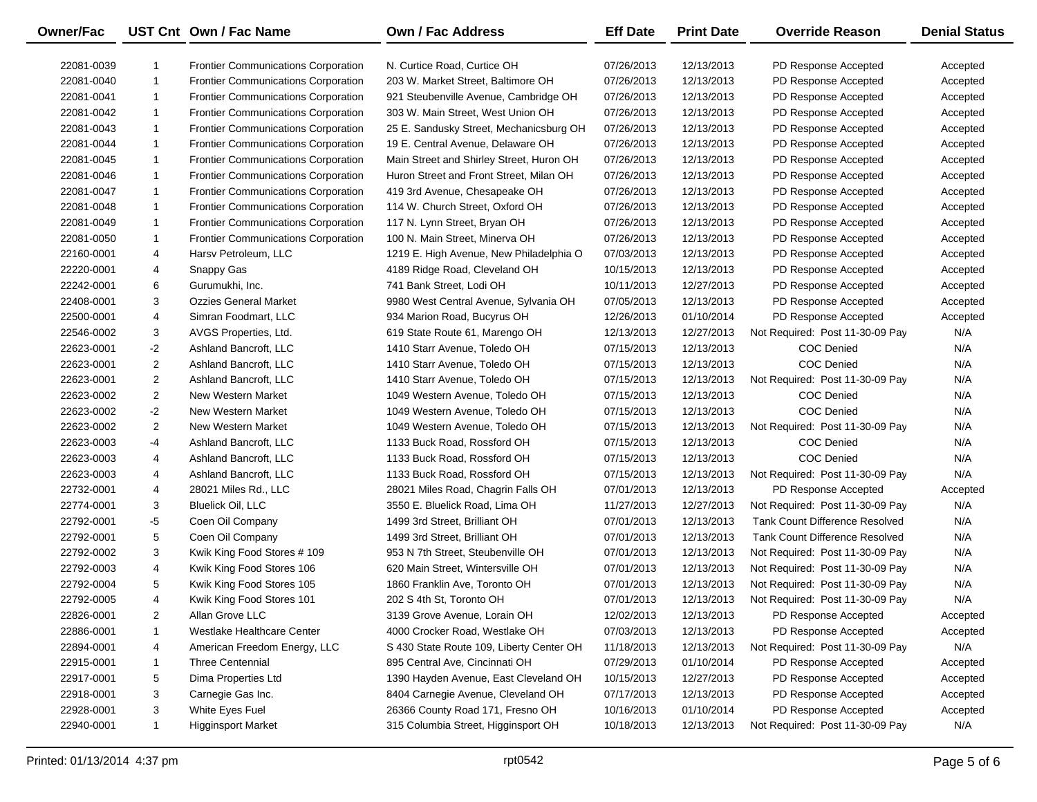| Owner/Fac | UST Cnt | Own / Fac Name | Own / Fac Address | Eff Date | Print Date | Override Reason | Denial Status |
|---|---|---|---|---|---|---|---|
| 22081-0039 | 1 | Frontier Communications Corporation | N. Curtice Road, Curtice OH | 07/26/2013 | 12/13/2013 | PD Response Accepted | Accepted |
| 22081-0040 | 1 | Frontier Communications Corporation | 203 W. Market Street, Baltimore OH | 07/26/2013 | 12/13/2013 | PD Response Accepted | Accepted |
| 22081-0041 | 1 | Frontier Communications Corporation | 921 Steubenville Avenue, Cambridge OH | 07/26/2013 | 12/13/2013 | PD Response Accepted | Accepted |
| 22081-0042 | 1 | Frontier Communications Corporation | 303 W. Main Street, West Union OH | 07/26/2013 | 12/13/2013 | PD Response Accepted | Accepted |
| 22081-0043 | 1 | Frontier Communications Corporation | 25 E. Sandusky Street, Mechanicsburg OH | 07/26/2013 | 12/13/2013 | PD Response Accepted | Accepted |
| 22081-0044 | 1 | Frontier Communications Corporation | 19 E. Central Avenue, Delaware OH | 07/26/2013 | 12/13/2013 | PD Response Accepted | Accepted |
| 22081-0045 | 1 | Frontier Communications Corporation | Main Street and Shirley Street, Huron OH | 07/26/2013 | 12/13/2013 | PD Response Accepted | Accepted |
| 22081-0046 | 1 | Frontier Communications Corporation | Huron Street and Front Street, Milan OH | 07/26/2013 | 12/13/2013 | PD Response Accepted | Accepted |
| 22081-0047 | 1 | Frontier Communications Corporation | 419 3rd Avenue, Chesapeake OH | 07/26/2013 | 12/13/2013 | PD Response Accepted | Accepted |
| 22081-0048 | 1 | Frontier Communications Corporation | 114 W. Church Street, Oxford OH | 07/26/2013 | 12/13/2013 | PD Response Accepted | Accepted |
| 22081-0049 | 1 | Frontier Communications Corporation | 117 N. Lynn Street, Bryan OH | 07/26/2013 | 12/13/2013 | PD Response Accepted | Accepted |
| 22081-0050 | 1 | Frontier Communications Corporation | 100 N. Main Street, Minerva OH | 07/26/2013 | 12/13/2013 | PD Response Accepted | Accepted |
| 22160-0001 | 4 | Harsv Petroleum, LLC | 1219 E. High Avenue, New Philadelphia O | 07/03/2013 | 12/13/2013 | PD Response Accepted | Accepted |
| 22220-0001 | 4 | Snappy Gas | 4189 Ridge Road, Cleveland OH | 10/15/2013 | 12/13/2013 | PD Response Accepted | Accepted |
| 22242-0001 | 6 | Gurumukhi, Inc. | 741 Bank Street, Lodi OH | 10/11/2013 | 12/27/2013 | PD Response Accepted | Accepted |
| 22408-0001 | 3 | Ozzies General Market | 9980 West Central Avenue, Sylvania OH | 07/05/2013 | 12/13/2013 | PD Response Accepted | Accepted |
| 22500-0001 | 4 | Simran Foodmart, LLC | 934 Marion Road, Bucyrus OH | 12/26/2013 | 01/10/2014 | PD Response Accepted | Accepted |
| 22546-0002 | 3 | AVGS Properties, Ltd. | 619 State Route 61, Marengo OH | 12/13/2013 | 12/27/2013 | Not Required: Post 11-30-09 Pay | N/A |
| 22623-0001 | -2 | Ashland Bancroft, LLC | 1410 Starr Avenue, Toledo OH | 07/15/2013 | 12/13/2013 | COC Denied | N/A |
| 22623-0001 | 2 | Ashland Bancroft, LLC | 1410 Starr Avenue, Toledo OH | 07/15/2013 | 12/13/2013 | COC Denied | N/A |
| 22623-0001 | 2 | Ashland Bancroft, LLC | 1410 Starr Avenue, Toledo OH | 07/15/2013 | 12/13/2013 | Not Required: Post 11-30-09 Pay | N/A |
| 22623-0002 | 2 | New Western Market | 1049 Western Avenue, Toledo OH | 07/15/2013 | 12/13/2013 | COC Denied | N/A |
| 22623-0002 | -2 | New Western Market | 1049 Western Avenue, Toledo OH | 07/15/2013 | 12/13/2013 | COC Denied | N/A |
| 22623-0002 | 2 | New Western Market | 1049 Western Avenue, Toledo OH | 07/15/2013 | 12/13/2013 | Not Required: Post 11-30-09 Pay | N/A |
| 22623-0003 | -4 | Ashland Bancroft, LLC | 1133 Buck Road, Rossford OH | 07/15/2013 | 12/13/2013 | COC Denied | N/A |
| 22623-0003 | 4 | Ashland Bancroft, LLC | 1133 Buck Road, Rossford OH | 07/15/2013 | 12/13/2013 | COC Denied | N/A |
| 22623-0003 | 4 | Ashland Bancroft, LLC | 1133 Buck Road, Rossford OH | 07/15/2013 | 12/13/2013 | Not Required: Post 11-30-09 Pay | N/A |
| 22732-0001 | 4 | 28021 Miles Rd., LLC | 28021 Miles Road, Chagrin Falls OH | 07/01/2013 | 12/13/2013 | PD Response Accepted | Accepted |
| 22774-0001 | 3 | Bluelick Oil, LLC | 3550 E. Bluelick Road, Lima OH | 11/27/2013 | 12/27/2013 | Not Required: Post 11-30-09 Pay | N/A |
| 22792-0001 | -5 | Coen Oil Company | 1499 3rd Street, Brilliant OH | 07/01/2013 | 12/13/2013 | Tank Count Difference Resolved | N/A |
| 22792-0001 | 5 | Coen Oil Company | 1499 3rd Street, Brilliant OH | 07/01/2013 | 12/13/2013 | Tank Count Difference Resolved | N/A |
| 22792-0002 | 3 | Kwik King Food Stores # 109 | 953 N 7th Street, Steubenville OH | 07/01/2013 | 12/13/2013 | Not Required: Post 11-30-09 Pay | N/A |
| 22792-0003 | 4 | Kwik King Food Stores 106 | 620 Main Street, Wintersville OH | 07/01/2013 | 12/13/2013 | Not Required: Post 11-30-09 Pay | N/A |
| 22792-0004 | 5 | Kwik King Food Stores 105 | 1860 Franklin Ave, Toronto OH | 07/01/2013 | 12/13/2013 | Not Required: Post 11-30-09 Pay | N/A |
| 22792-0005 | 4 | Kwik King Food Stores 101 | 202 S 4th St, Toronto OH | 07/01/2013 | 12/13/2013 | Not Required: Post 11-30-09 Pay | N/A |
| 22826-0001 | 2 | Allan Grove LLC | 3139 Grove Avenue, Lorain OH | 12/02/2013 | 12/13/2013 | PD Response Accepted | Accepted |
| 22886-0001 | 1 | Westlake Healthcare Center | 4000 Crocker Road, Westlake OH | 07/03/2013 | 12/13/2013 | PD Response Accepted | Accepted |
| 22894-0001 | 4 | American Freedom Energy, LLC | S 430 State Route 109, Liberty Center OH | 11/18/2013 | 12/13/2013 | Not Required: Post 11-30-09 Pay | N/A |
| 22915-0001 | 1 | Three Centennial | 895 Central Ave, Cincinnati OH | 07/29/2013 | 01/10/2014 | PD Response Accepted | Accepted |
| 22917-0001 | 5 | Dima Properties Ltd | 1390 Hayden Avenue, East Cleveland OH | 10/15/2013 | 12/27/2013 | PD Response Accepted | Accepted |
| 22918-0001 | 3 | Carnegie Gas Inc. | 8404 Carnegie Avenue, Cleveland OH | 07/17/2013 | 12/13/2013 | PD Response Accepted | Accepted |
| 22928-0001 | 3 | White Eyes Fuel | 26366 County Road 171, Fresno OH | 10/16/2013 | 01/10/2014 | PD Response Accepted | Accepted |
| 22940-0001 | 1 | Higginsport Market | 315 Columbia Street, Higginsport OH | 10/18/2013 | 12/13/2013 | Not Required: Post 11-30-09 Pay | N/A |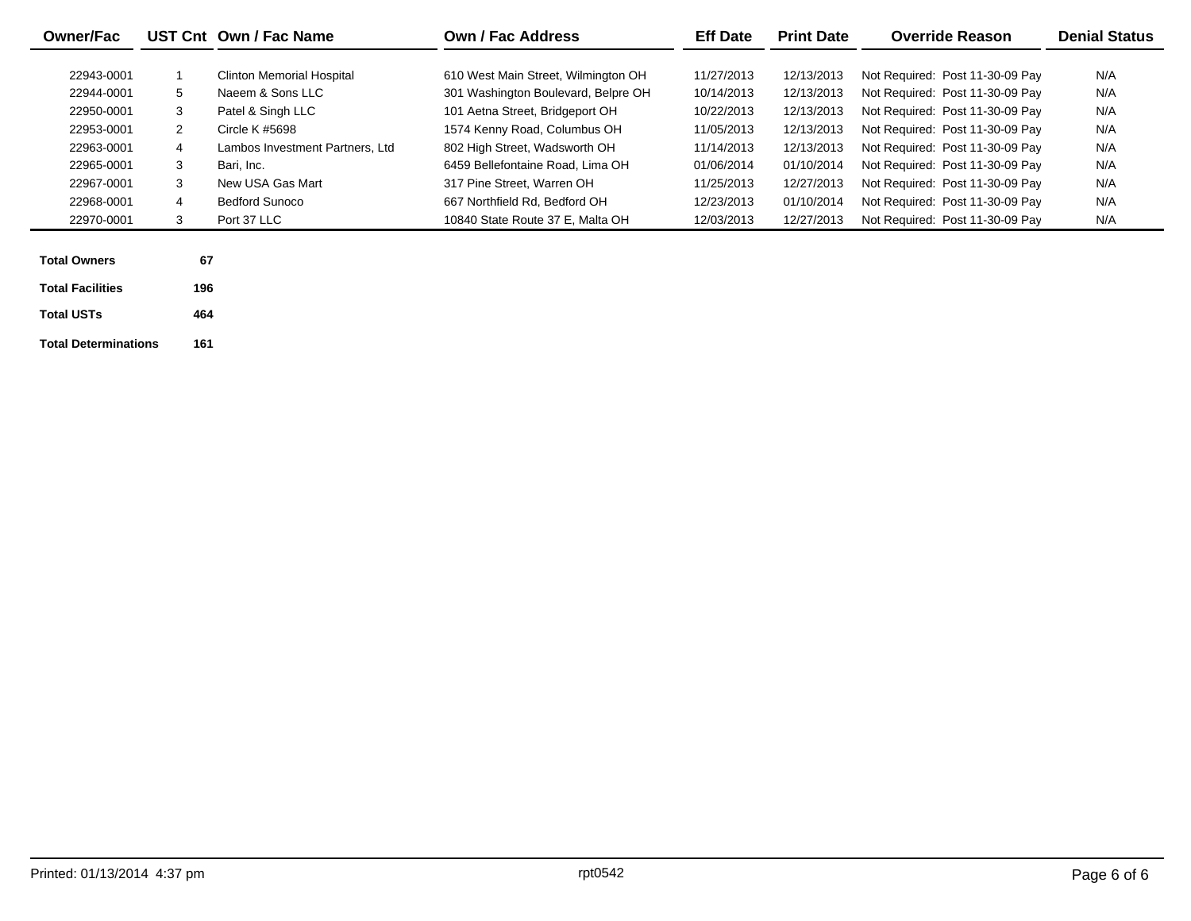| Owner/Fac | UST Cnt | Own / Fac Name | Own / Fac Address | Eff Date | Print Date | Override Reason | Denial Status |
|---|---|---|---|---|---|---|---|
| 22943-0001 | 1 | Clinton Memorial Hospital | 610 West Main Street, Wilmington OH | 11/27/2013 | 12/13/2013 | Not Required: Post 11-30-09 Pay | N/A |
| 22944-0001 | 5 | Naeem & Sons LLC | 301 Washington Boulevard, Belpre OH | 10/14/2013 | 12/13/2013 | Not Required: Post 11-30-09 Pay | N/A |
| 22950-0001 | 3 | Patel & Singh LLC | 101 Aetna Street, Bridgeport OH | 10/22/2013 | 12/13/2013 | Not Required: Post 11-30-09 Pay | N/A |
| 22953-0001 | 2 | Circle K #5698 | 1574 Kenny Road, Columbus OH | 11/05/2013 | 12/13/2013 | Not Required: Post 11-30-09 Pay | N/A |
| 22963-0001 | 4 | Lambos Investment Partners, Ltd | 802 High Street, Wadsworth OH | 11/14/2013 | 12/13/2013 | Not Required: Post 11-30-09 Pay | N/A |
| 22965-0001 | 3 | Bari, Inc. | 6459 Bellefontaine Road, Lima OH | 01/06/2014 | 01/10/2014 | Not Required: Post 11-30-09 Pay | N/A |
| 22967-0001 | 3 | New USA Gas Mart | 317 Pine Street, Warren OH | 11/25/2013 | 12/27/2013 | Not Required: Post 11-30-09 Pay | N/A |
| 22968-0001 | 4 | Bedford Sunoco | 667 Northfield Rd, Bedford OH | 12/23/2013 | 01/10/2014 | Not Required: Post 11-30-09 Pay | N/A |
| 22970-0001 | 3 | Port 37 LLC | 10840 State Route 37 E, Malta OH | 12/03/2013 | 12/27/2013 | Not Required: Post 11-30-09 Pay | N/A |

| | |
|---|---|
| **Total Owners** | **67** |
| **Total Facilities** | **196** |
| **Total USTs** | **464** |
| **Total Determinations** | **161** |

Printed: 01/13/2014 4:37 pm

rpt0542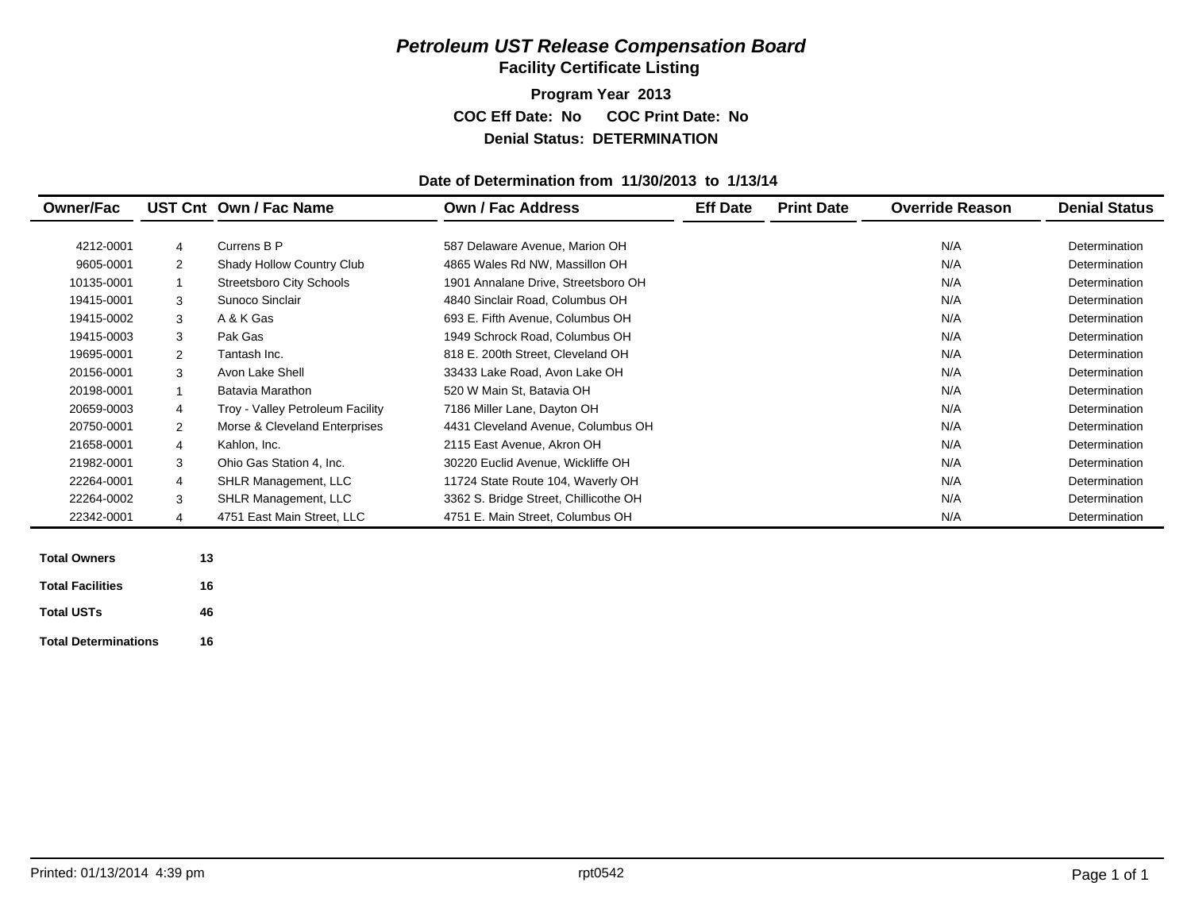# *Petroleum UST Release Compensation Board*

## Facility Certificate Listing

**Program Year 2013**

**COC Eff Date: No COC Print Date: No**

**Denial Status: DETERMINATION**

**Date of Determination from 11/30/2013 to 1/13/14**

| Owner/Fac | UST Cnt | Own / Fac Name | Own / Fac Address | Eff Date | Print Date | Override Reason | Denial Status |
|---|---|---|---|---|---|---|---|
| 4212-0001 | 4 | Currens B P | 587 Delaware Avenue, Marion OH | | | N/A | Determination |
| 9605-0001 | 2 | Shady Hollow Country Club | 4865 Wales Rd NW, Massillon OH | | | N/A | Determination |
| 10135-0001 | 1 | Streetsboro City Schools | 1901 Annalane Drive, Streetsboro OH | | | N/A | Determination |
| 19415-0001 | 3 | Sunoco Sinclair | 4840 Sinclair Road, Columbus OH | | | N/A | Determination |
| 19415-0002 | 3 | A & K Gas | 693 E. Fifth Avenue, Columbus OH | | | N/A | Determination |
| 19415-0003 | 3 | Pak Gas | 1949 Schrock Road, Columbus OH | | | N/A | Determination |
| 19695-0001 | 2 | Tantash Inc. | 818 E. 200th Street, Cleveland OH | | | N/A | Determination |
| 20156-0001 | 3 | Avon Lake Shell | 33433 Lake Road, Avon Lake OH | | | N/A | Determination |
| 20198-0001 | 1 | Batavia Marathon | 520 W Main St, Batavia OH | | | N/A | Determination |
| 20659-0003 | 4 | Troy - Valley Petroleum Facility | 7186 Miller Lane, Dayton OH | | | N/A | Determination |
| 20750-0001 | 2 | Morse & Cleveland Enterprises | 4431 Cleveland Avenue, Columbus OH | | | N/A | Determination |
| 21658-0001 | 4 | Kahlon, Inc. | 2115 East Avenue, Akron OH | | | N/A | Determination |
| 21982-0001 | 3 | Ohio Gas Station 4, Inc. | 30220 Euclid Avenue, Wickliffe OH | | | N/A | Determination |
| 22264-0001 | 4 | SHLR Management, LLC | 11724 State Route 104, Waverly OH | | | N/A | Determination |
| 22264-0002 | 3 | SHLR Management, LLC | 3362 S. Bridge Street, Chillicothe OH | | | N/A | Determination |
| 22342-0001 | 4 | 4751 East Main Street, LLC | 4751 E. Main Street, Columbus OH | | | N/A | Determination |

| | |
|---|---|
| **Total Owners** | **13** |
| **Total Facilities** | **16** |
| **Total USTs** | **46** |
| **Total Determinations** | **16** |

Printed: 01/13/2014 4:39 pm rpt0542